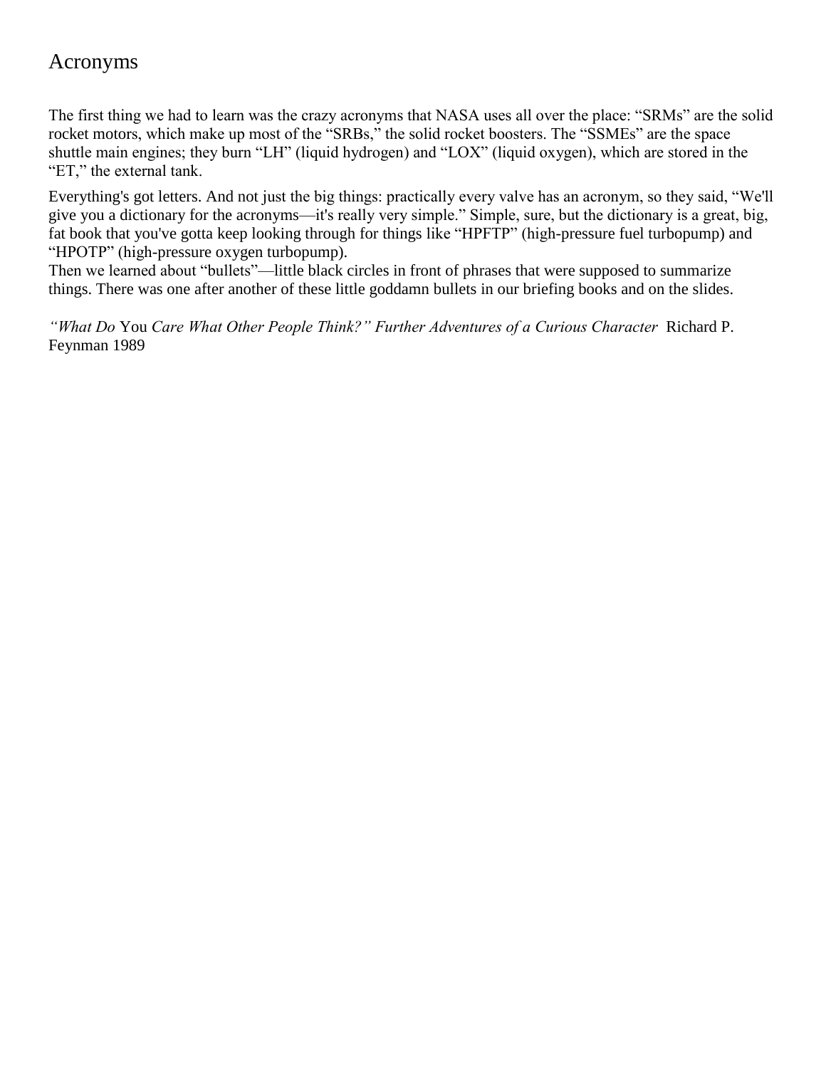# Acronyms

The first thing we had to learn was the crazy acronyms that NASA uses all over the place: "SRMs" are the solid rocket motors, which make up most of the "SRBs," the solid rocket boosters. The "SSMEs" are the space shuttle main engines; they burn "LH" (liquid hydrogen) and "LOX" (liquid oxygen), which are stored in the "ET," the external tank.

Everything's got letters. And not just the big things: practically every valve has an acronym, so they said, "We'll give you a dictionary for the acronyms—it's really very simple." Simple, sure, but the dictionary is a great, big, fat book that you've gotta keep looking through for things like "HPFTP" (high-pressure fuel turbopump) and "HPOTP" (high-pressure oxygen turbopump).
Then we learned about "bullets"—little black circles in front of phrases that were supposed to summarize things. There was one after another of these little goddamn bullets in our briefing books and on the slides.

*"What Do* You *Care What Other People Think?" Further Adventures of a Curious Character* Richard P. Feynman 1989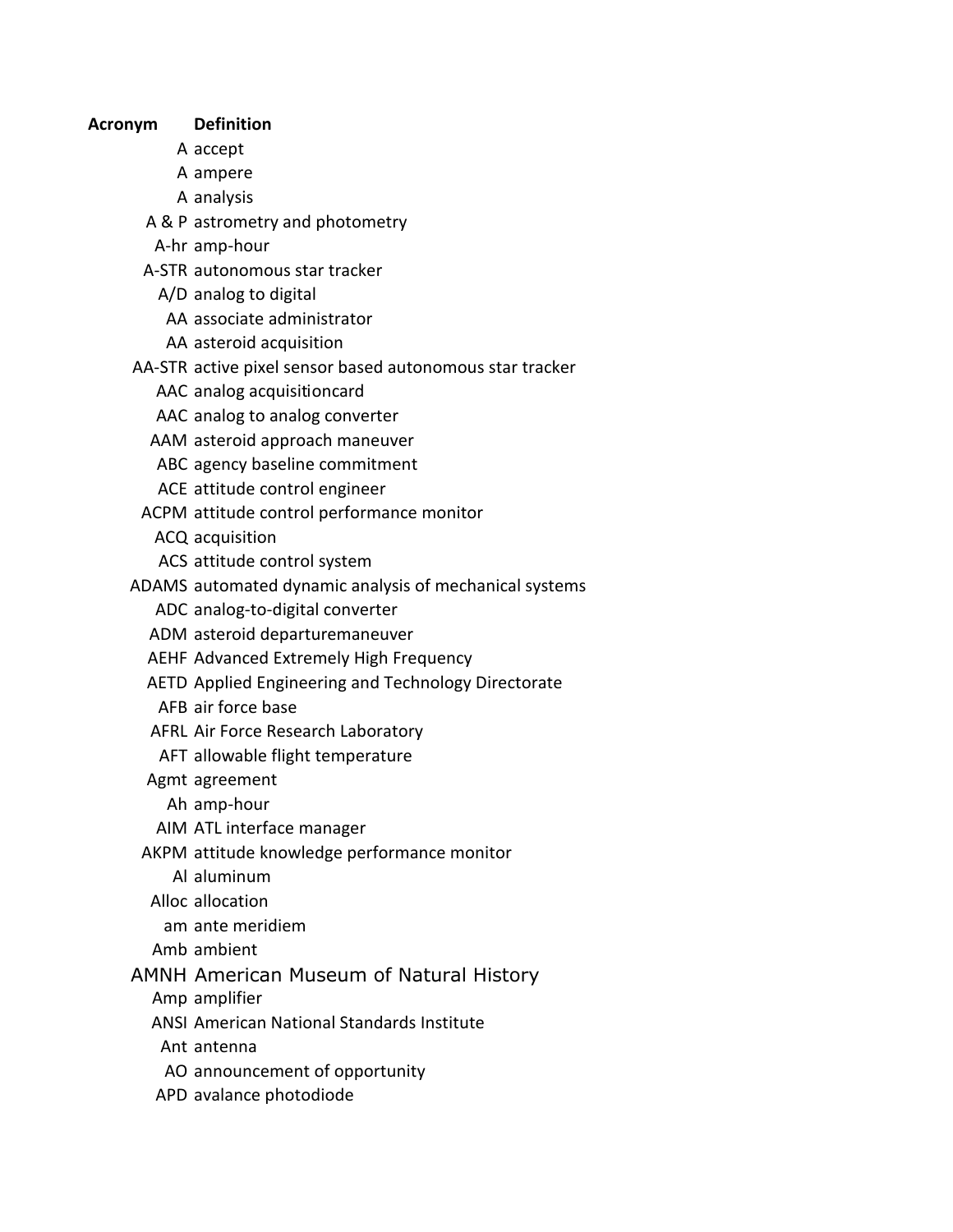| Acronym | Definition |
| --- | --- |
| A | accept |
| A | ampere |
| A | analysis |
| A & P | astrometry and photometry |
| A-hr | amp-hour |
| A-STR | autonomous star tracker |
| A/D | analog to digital |
| AA | associate administrator |
| AA | asteroid acquisition |
| AA-STR | active pixel sensor based autonomous star tracker |
| AAC | analog acquisitioncard |
| AAC | analog to analog converter |
| AAM | asteroid approach maneuver |
| ABC | agency baseline commitment |
| ACE | attitude control engineer |
| ACPM | attitude control performance monitor |
| ACQ | acquisition |
| ACS | attitude control system |
| ADAMS | automated dynamic analysis of mechanical systems |
| ADC | analog-to-digital converter |
| ADM | asteroid departuremaneuver |
| AEHF | Advanced Extremely High Frequency |
| AETD | Applied Engineering and Technology Directorate |
| AFB | air force base |
| AFRL | Air Force Research Laboratory |
| AFT | allowable flight temperature |
| Agmt | agreement |
| Ah | amp-hour |
| AIM | ATL interface manager |
| AKPM | attitude knowledge performance monitor |
| Al | aluminum |
| Alloc | allocation |
| am | ante meridiem |
| Amb | ambient |
| AMNH | American Museum of Natural History |
| Amp | amplifier |
| ANSI | American National Standards Institute |
| Ant | antenna |
| AO | announcement of opportunity |
| APD | avalance photodiode |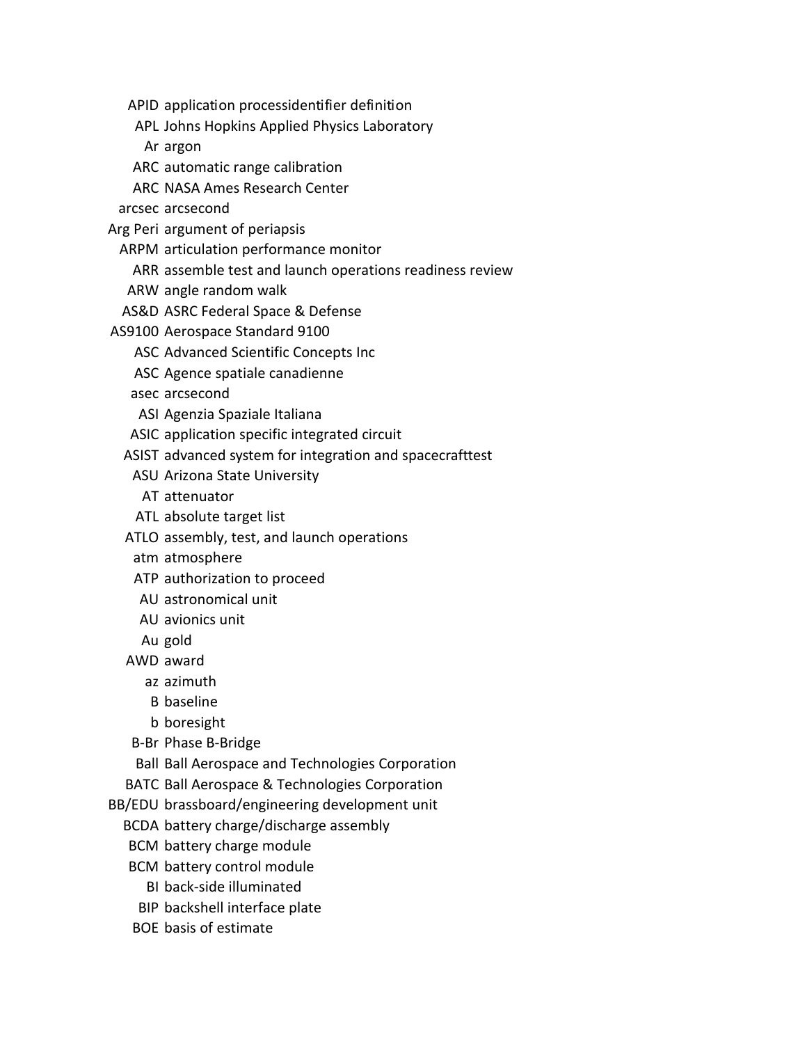| | |
|---|---|
| APID | application processidentifier definition |
| APL | Johns Hopkins Applied Physics Laboratory |
| Ar | argon |
| ARC | automatic range calibration |
| ARC | NASA Ames Research Center |
| arcsec | arcsecond |
| Arg Peri | argument of periapsis |
| ARPM | articulation performance monitor |
| ARR | assemble test and launch operations readiness review |
| ARW | angle random walk |
| AS&D | ASRC Federal Space & Defense |
| AS9100 | Aerospace Standard 9100 |
| ASC | Advanced Scientific Concepts Inc |
| ASC | Agence spatiale canadienne |
| asec | arcsecond |
| ASI | Agenzia Spaziale Italiana |
| ASIC | application specific integrated circuit |
| ASIST | advanced system for integration and spacecrafttest |
| ASU | Arizona State University |
| AT | attenuator |
| ATL | absolute target list |
| ATLO | assembly, test, and launch operations |
| atm | atmosphere |
| ATP | authorization to proceed |
| AU | astronomical unit |
| AU | avionics unit |
| Au | gold |
| AWD | award |
| az | azimuth |
| B | baseline |
| b | boresight |
| B-Br | Phase B-Bridge |
| Ball | Ball Aerospace and Technologies Corporation |
| BATC | Ball Aerospace & Technologies Corporation |
| BB/EDU | brassboard/engineering development unit |
| BCDA | battery charge/discharge assembly |
| BCM | battery charge module |
| BCM | battery control module |
| BI | back-side illuminated |
| BIP | backshell interface plate |
| BOE | basis of estimate |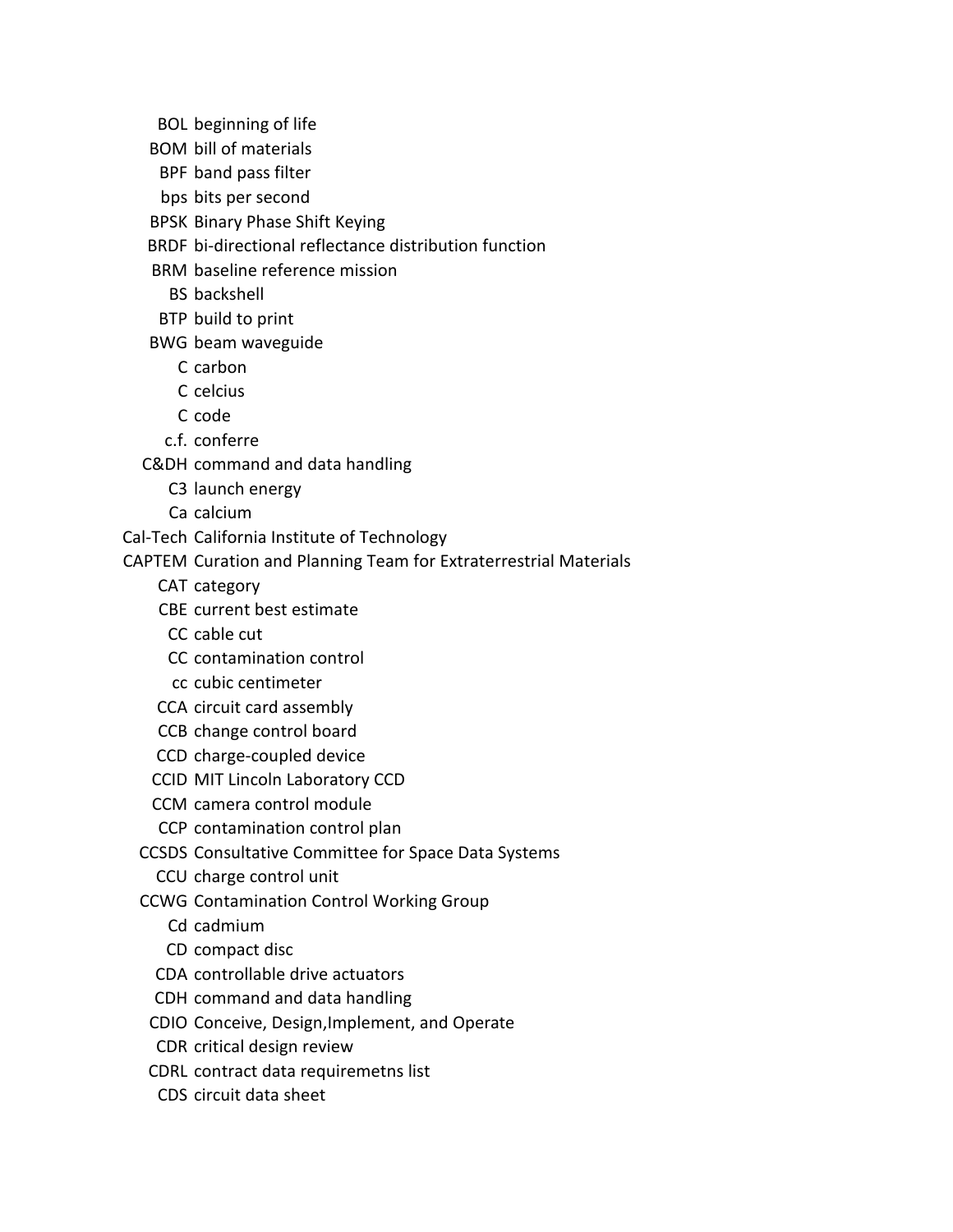| | |
|---|---|
| BOL | beginning of life |
| BOM | bill of materials |
| BPF | band pass filter |
| bps | bits per second |
| BPSK | Binary Phase Shift Keying |
| BRDF | bi-directional reflectance distribution function |
| BRM | baseline reference mission |
| BS | backshell |
| BTP | build to print |
| BWG | beam waveguide |
| C | carbon |
| C | celcius |
| C | code |
| c.f. | conferre |
| C&DH | command and data handling |
| C3 | launch energy |
| Ca | calcium |
| Cal-Tech | California Institute of Technology |
| CAPTEM | Curation and Planning Team for Extraterrestrial Materials |
| CAT | category |
| CBE | current best estimate |
| CC | cable cut |
| CC | contamination control |
| cc | cubic centimeter |
| CCA | circuit card assembly |
| CCB | change control board |
| CCD | charge-coupled device |
| CCID | MIT Lincoln Laboratory CCD |
| CCM | camera control module |
| CCP | contamination control plan |
| CCSDS | Consultative Committee for Space Data Systems |
| CCU | charge control unit |
| CCWG | Contamination Control Working Group |
| Cd | cadmium |
| CD | compact disc |
| CDA | controllable drive actuators |
| CDH | command and data handling |
| CDIO | Conceive, Design,Implement, and Operate |
| CDR | critical design review |
| CDRL | contract data requiremetns list |
| CDS | circuit data sheet |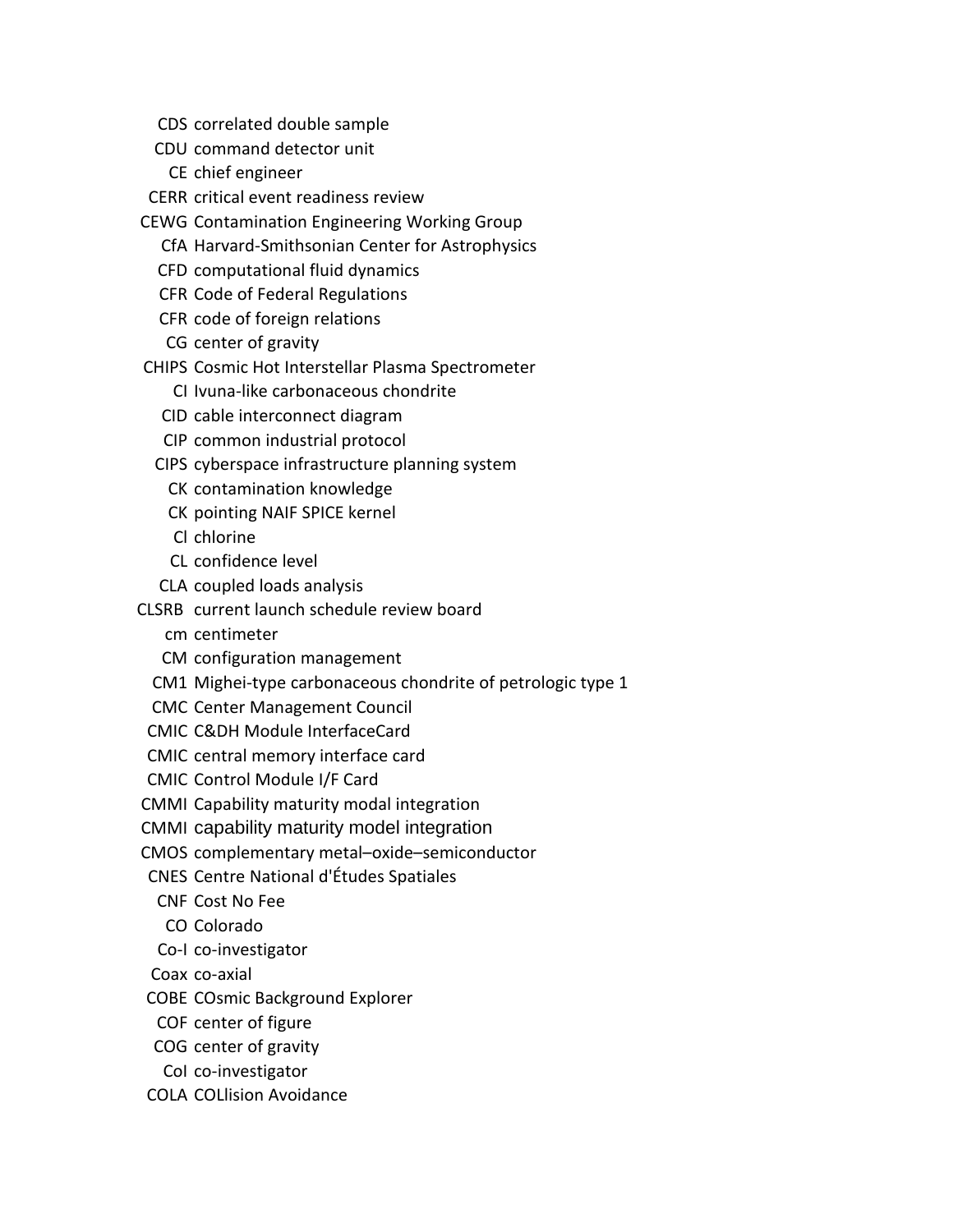| | |
|---|---|
| CDS | correlated double sample |
| CDU | command detector unit |
| CE | chief engineer |
| CERR | critical event readiness review |
| CEWG | Contamination Engineering Working Group |
| CfA | Harvard-Smithsonian Center for Astrophysics |
| CFD | computational fluid dynamics |
| CFR | Code of Federal Regulations |
| CFR | code of foreign relations |
| CG | center of gravity |
| CHIPS | Cosmic Hot Interstellar Plasma Spectrometer |
| CI | Ivuna-like carbonaceous chondrite |
| CID | cable interconnect diagram |
| CIP | common industrial protocol |
| CIPS | cyberspace infrastructure planning system |
| CK | contamination knowledge |
| CK | pointing NAIF SPICE kernel |
| Cl | chlorine |
| CL | confidence level |
| CLA | coupled loads analysis |
| CLSRB | current launch schedule review board |
| cm | centimeter |
| CM | configuration management |
| CM1 | Mighei-type carbonaceous chondrite of petrologic type 1 |
| CMC | Center Management Council |
| CMIC | C&DH Module InterfaceCard |
| CMIC | central memory interface card |
| CMIC | Control Module I/F Card |
| CMMI | Capability maturity modal integration |
| CMMI | capability maturity model integration |
| CMOS | complementary metal–oxide–semiconductor |
| CNES | Centre National d'Études Spatiales |
| CNF | Cost No Fee |
| CO | Colorado |
| Co-I | co-investigator |
| Coax | co-axial |
| COBE | COsmic Background Explorer |
| COF | center of figure |
| COG | center of gravity |
| CoI | co-investigator |
| COLA | COLlision Avoidance |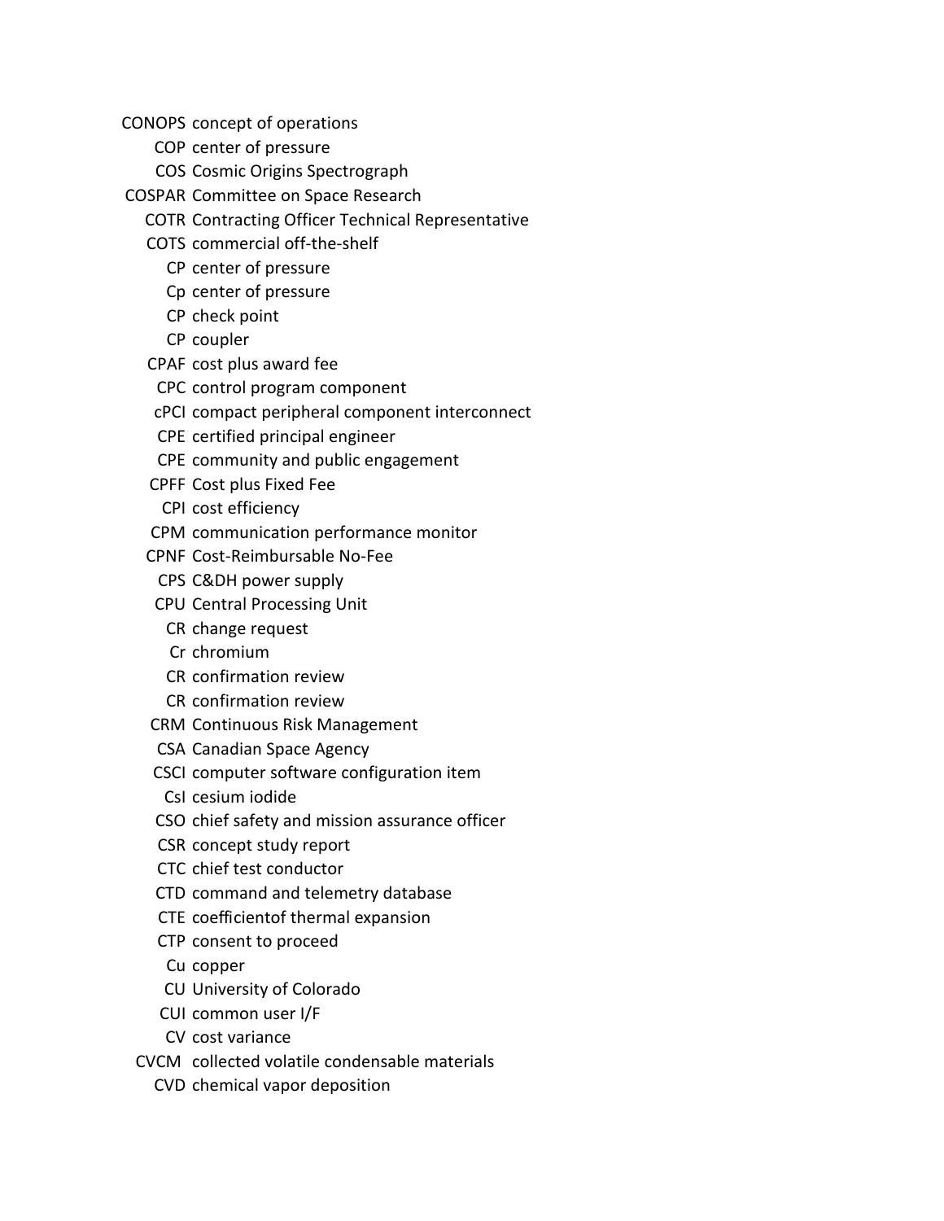| | |
|---|---|
| CONOPS | concept of operations |
| COP | center of pressure |
| COS | Cosmic Origins Spectrograph |
| COSPAR | Committee on Space Research |
| COTR | Contracting Officer Technical Representative |
| COTS | commercial off-the-shelf |
| CP | center of pressure |
| Cp | center of pressure |
| CP | check point |
| CP | coupler |
| CPAF | cost plus award fee |
| CPC | control program component |
| cPCI | compact peripheral component interconnect |
| CPE | certified principal engineer |
| CPE | community and public engagement |
| CPFF | Cost plus Fixed Fee |
| CPI | cost efficiency |
| CPM | communication performance monitor |
| CPNF | Cost-Reimbursable No-Fee |
| CPS | C&DH power supply |
| CPU | Central Processing Unit |
| CR | change request |
| Cr | chromium |
| CR | confirmation review |
| CR | confirmation review |
| CRM | Continuous Risk Management |
| CSA | Canadian Space Agency |
| CSCI | computer software configuration item |
| CsI | cesium iodide |
| CSO | chief safety and mission assurance officer |
| CSR | concept study report |
| CTC | chief test conductor |
| CTD | command and telemetry database |
| CTE | coefficientof thermal expansion |
| CTP | consent to proceed |
| Cu | copper |
| CU | University of Colorado |
| CUI | common user I/F |
| CV | cost variance |
| CVCM | collected volatile condensable materials |
| CVD | chemical vapor deposition |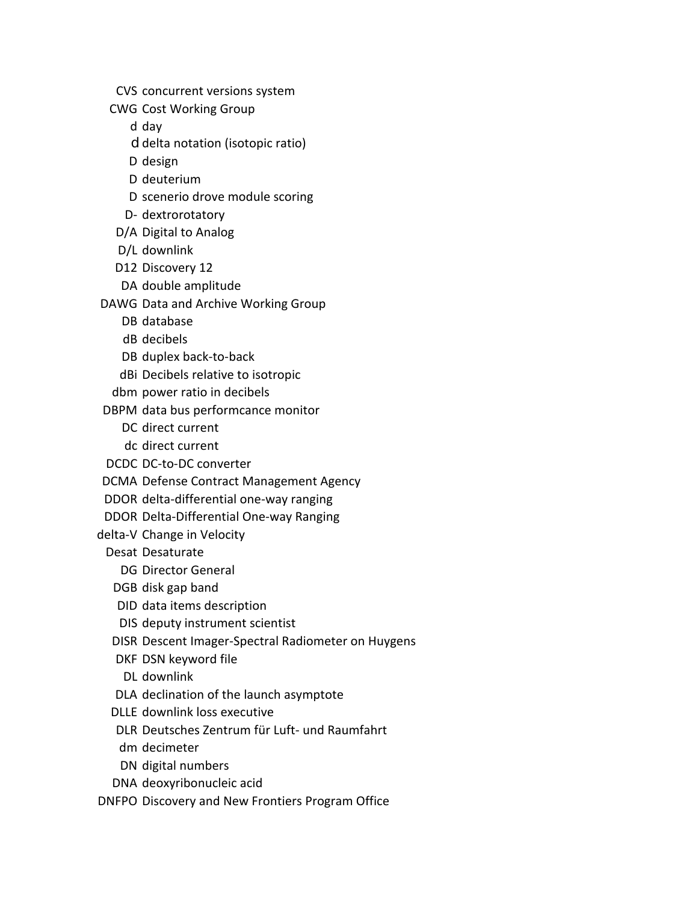| | |
|---|---|
| CVS | concurrent versions system |
| CWG | Cost Working Group |
| d | day |
| d | delta notation (isotopic ratio) |
| D | design |
| D | deuterium |
| D | scenerio drove module scoring |
| D- | dextrorotatory |
| D/A | Digital to Analog |
| D/L | downlink |
| D12 | Discovery 12 |
| DA | double amplitude |
| DAWG | Data and Archive Working Group |
| DB | database |
| dB | decibels |
| DB | duplex back-to-back |
| dBi | Decibels relative to isotropic |
| dbm | power ratio in decibels |
| DBPM | data bus performcance monitor |
| DC | direct current |
| dc | direct current |
| DCDC | DC-to-DC converter |
| DCMA | Defense Contract Management Agency |
| DDOR | delta-differential one-way ranging |
| DDOR | Delta-Differential One-way Ranging |
| delta-V | Change in Velocity |
| Desat | Desaturate |
| DG | Director General |
| DGB | disk gap band |
| DID | data items description |
| DIS | deputy instrument scientist |
| DISR | Descent Imager-Spectral Radiometer on Huygens |
| DKF | DSN keyword file |
| DL | downlink |
| DLA | declination of the launch asymptote |
| DLLE | downlink loss executive |
| DLR | Deutsches Zentrum für Luft- und Raumfahrt |
| dm | decimeter |
| DN | digital numbers |
| DNA | deoxyribonucleic acid |
| DNFPO | Discovery and New Frontiers Program Office |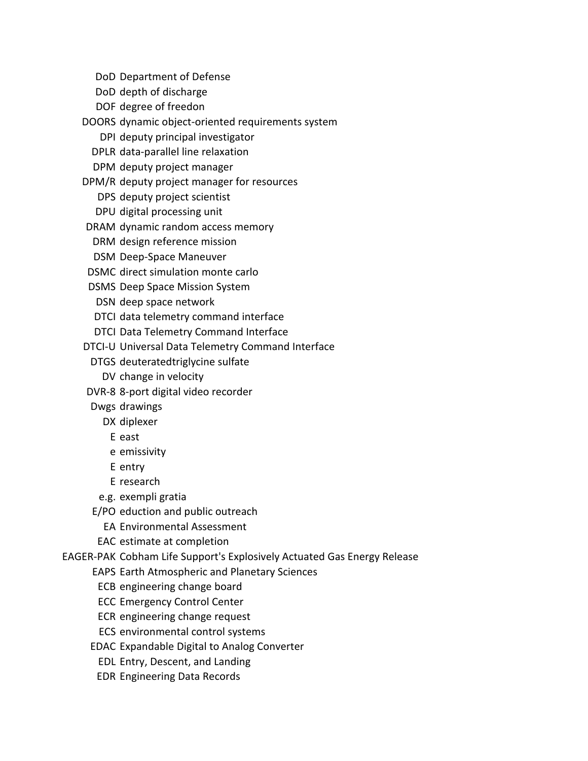| | |
|---|---|
| DoD | Department of Defense |
| DoD | depth of discharge |
| DOF | degree of freedon |
| DOORS | dynamic object-oriented requirements system |
| DPI | deputy principal investigator |
| DPLR | data-parallel line relaxation |
| DPM | deputy project manager |
| DPM/R | deputy project manager for resources |
| DPS | deputy project scientist |
| DPU | digital processing unit |
| DRAM | dynamic random access memory |
| DRM | design reference mission |
| DSM | Deep-Space Maneuver |
| DSMC | direct simulation monte carlo |
| DSMS | Deep Space Mission System |
| DSN | deep space network |
| DTCI | data telemetry command interface |
| DTCI | Data Telemetry Command Interface |
| DTCI-U | Universal Data Telemetry Command Interface |
| DTGS | deuteratedtriglycine sulfate |
| DV | change in velocity |
| DVR-8 | 8-port digital video recorder |
| Dwgs | drawings |
| DX | diplexer |
| E | east |
| e | emissivity |
| E | entry |
| E | research |
| e.g. | exempli gratia |
| E/PO | eduction and public outreach |
| EA | Environmental Assessment |
| EAC | estimate at completion |
| EAGER-PAK | Cobham Life Support's Explosively Actuated Gas Energy Release |
| EAPS | Earth Atmospheric and Planetary Sciences |
| ECB | engineering change board |
| ECC | Emergency Control Center |
| ECR | engineering change request |
| ECS | environmental control systems |
| EDAC | Expandable Digital to Analog Converter |
| EDL | Entry, Descent, and Landing |
| EDR | Engineering Data Records |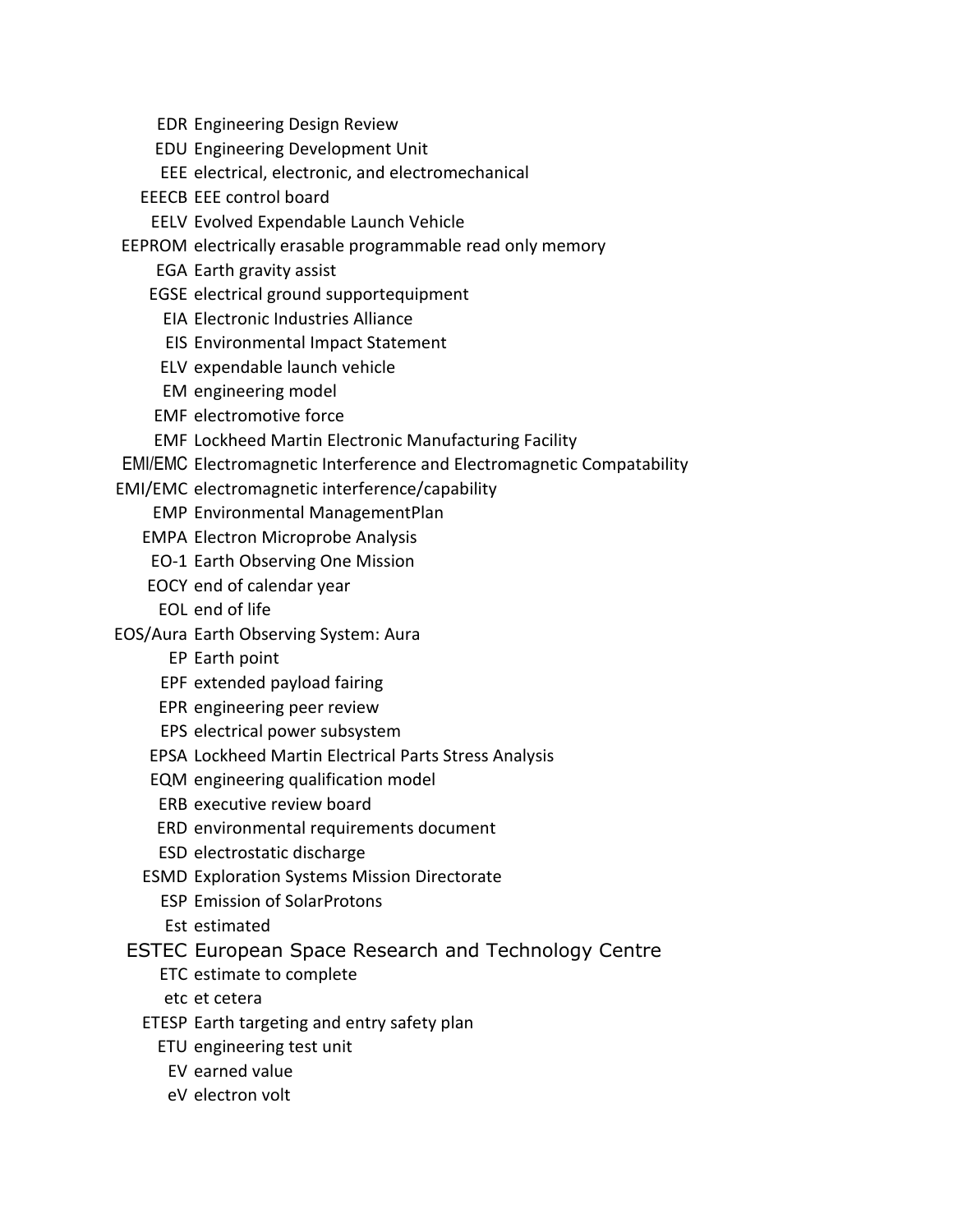| | |
|---|---|
| EDR | Engineering Design Review |
| EDU | Engineering Development Unit |
| EEE | electrical, electronic, and electromechanical |
| EEECB | EEE control board |
| EELV | Evolved Expendable Launch Vehicle |
| EEPROM | electrically erasable programmable read only memory |
| EGA | Earth gravity assist |
| EGSE | electrical ground supportequipment |
| EIA | Electronic Industries Alliance |
| EIS | Environmental Impact Statement |
| ELV | expendable launch vehicle |
| EM | engineering model |
| EMF | electromotive force |
| EMF | Lockheed Martin Electronic Manufacturing Facility |
| EMI/EMC | Electromagnetic Interference and Electromagnetic Compatability |
| EMI/EMC | electromagnetic interference/capability |
| EMP | Environmental ManagementPlan |
| EMPA | Electron Microprobe Analysis |
| EO-1 | Earth Observing One Mission |
| EOCY | end of calendar year |
| EOL | end of life |
| EOS/Aura | Earth Observing System: Aura |
| EP | Earth point |
| EPF | extended payload fairing |
| EPR | engineering peer review |
| EPS | electrical power subsystem |
| EPSA | Lockheed Martin Electrical Parts Stress Analysis |
| EQM | engineering qualification model |
| ERB | executive review board |
| ERD | environmental requirements document |
| ESD | electrostatic discharge |
| ESMD | Exploration Systems Mission Directorate |
| ESP | Emission of SolarProtons |
| Est | estimated |
| ESTEC | European Space Research and Technology Centre |
| ETC | estimate to complete |
| etc | et cetera |
| ETESP | Earth targeting and entry safety plan |
| ETU | engineering test unit |
| EV | earned value |
| eV | electron volt |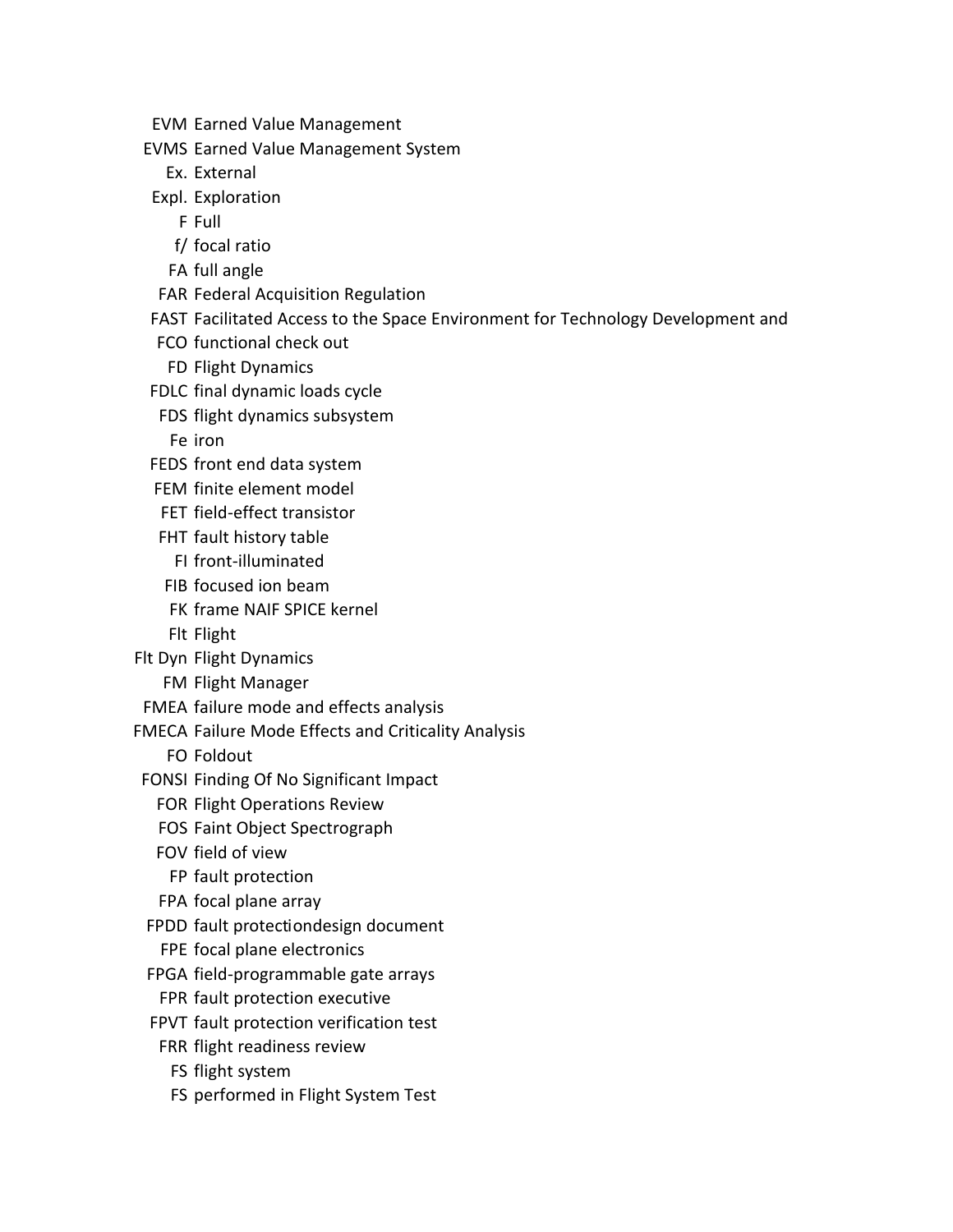| | |
|---|---|
| EVM | Earned Value Management |
| EVMS | Earned Value Management System |
| Ex. | External |
| Expl. | Exploration |
| F | Full |
| f/ | focal ratio |
| FA | full angle |
| FAR | Federal Acquisition Regulation |
| FAST | Facilitated Access to the Space Environment for Technology Development and |
| FCO | functional check out |
| FD | Flight Dynamics |
| FDLC | final dynamic loads cycle |
| FDS | flight dynamics subsystem |
| Fe | iron |
| FEDS | front end data system |
| FEM | finite element model |
| FET | field-effect transistor |
| FHT | fault history table |
| FI | front-illuminated |
| FIB | focused ion beam |
| FK | frame NAIF SPICE kernel |
| Flt | Flight |
| Flt Dyn | Flight Dynamics |
| FM | Flight Manager |
| FMEA | failure mode and effects analysis |
| FMECA | Failure Mode Effects and Criticality Analysis |
| FO | Foldout |
| FONSI | Finding Of No Significant Impact |
| FOR | Flight Operations Review |
| FOS | Faint Object Spectrograph |
| FOV | field of view |
| FP | fault protection |
| FPA | focal plane array |
| FPDD | fault protectiondesign document |
| FPE | focal plane electronics |
| FPGA | field-programmable gate arrays |
| FPR | fault protection executive |
| FPVT | fault protection verification test |
| FRR | flight readiness review |
| FS | flight system |
| FS | performed in Flight System Test |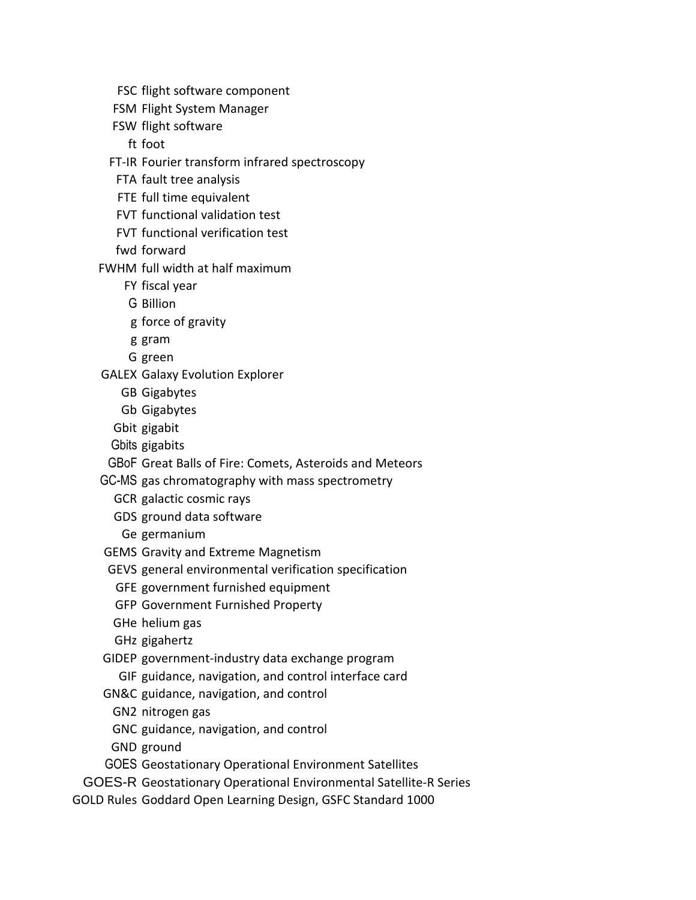| | |
|---|---|
| FSC | flight software component |
| FSM | Flight System Manager |
| FSW | flight software |
| ft | foot |
| FT-IR | Fourier transform infrared spectroscopy |
| FTA | fault tree analysis |
| FTE | full time equivalent |
| FVT | functional validation test |
| FVT | functional verification test |
| fwd | forward |
| FWHM | full width at half maximum |
| FY | fiscal year |
| G | Billion |
| g | force of gravity |
| g | gram |
| G | green |
| GALEX | Galaxy Evolution Explorer |
| GB | Gigabytes |
| Gb | Gigabytes |
| Gbit | gigabit |
| Gbits | gigabits |
| GBoF | Great Balls of Fire: Comets, Asteroids and Meteors |
| GC-MS | gas chromatography with mass spectrometry |
| GCR | galactic cosmic rays |
| GDS | ground data software |
| Ge | germanium |
| GEMS | Gravity and Extreme Magnetism |
| GEVS | general environmental verification specification |
| GFE | government furnished equipment |
| GFP | Government Furnished Property |
| GHe | helium gas |
| GHz | gigahertz |
| GIDEP | government-industry data exchange program |
| GIF | guidance, navigation, and control interface card |
| GN&C | guidance, navigation, and control |
| GN2 | nitrogen gas |
| GNC | guidance, navigation, and control |
| GND | ground |
| GOES | Geostationary Operational Environment Satellites |
| GOES-R | Geostationary Operational Environmental Satellite-R Series |
| GOLD Rules | Goddard Open Learning Design, GSFC Standard 1000 |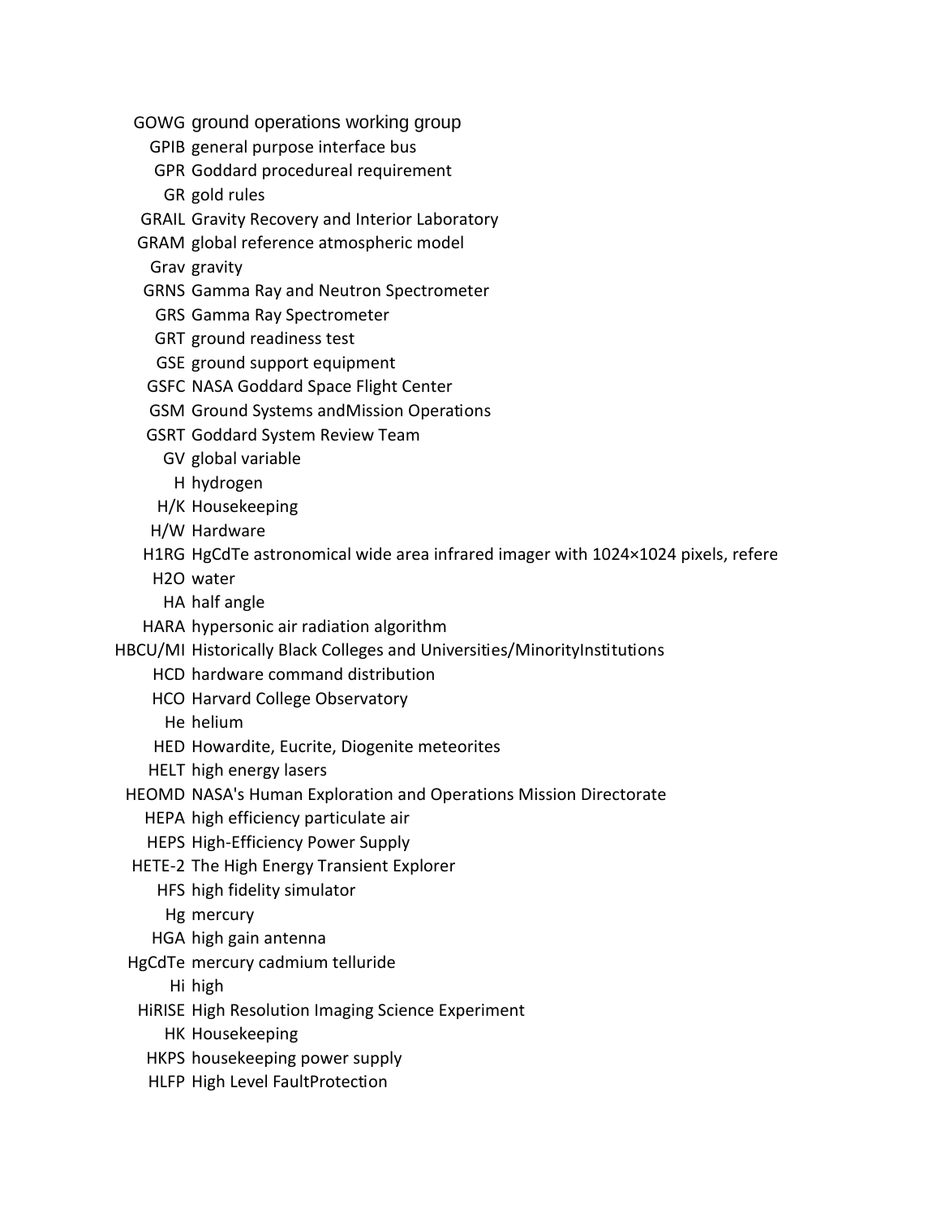| | |
|---|---|
| GOWG | ground operations working group |
| GPIB | general purpose interface bus |
| GPR | Goddard procedureal requirement |
| GR | gold rules |
| GRAIL | Gravity Recovery and Interior Laboratory |
| GRAM | global reference atmospheric model |
| Grav | gravity |
| GRNS | Gamma Ray and Neutron Spectrometer |
| GRS | Gamma Ray Spectrometer |
| GRT | ground readiness test |
| GSE | ground support equipment |
| GSFC | NASA Goddard Space Flight Center |
| GSM | Ground Systems andMission Operations |
| GSRT | Goddard System Review Team |
| GV | global variable |
| H | hydrogen |
| H/K | Housekeeping |
| H/W | Hardware |
| H1RG | HgCdTe astronomical wide area infrared imager with 1024×1024 pixels, refere |
| H2O | water |
| HA | half angle |
| HARA | hypersonic air radiation algorithm |
| HBCU/MI | Historically Black Colleges and Universities/MinorityInstitutions |
| HCD | hardware command distribution |
| HCO | Harvard College Observatory |
| He | helium |
| HED | Howardite, Eucrite, Diogenite meteorites |
| HELT | high energy lasers |
| HEOMD | NASA's Human Exploration and Operations Mission Directorate |
| HEPA | high efficiency particulate air |
| HEPS | High-Efficiency Power Supply |
| HETE-2 | The High Energy Transient Explorer |
| HFS | high fidelity simulator |
| Hg | mercury |
| HGA | high gain antenna |
| HgCdTe | mercury cadmium telluride |
| Hi | high |
| HiRISE | High Resolution Imaging Science Experiment |
| HK | Housekeeping |
| HKPS | housekeeping power supply |
| HLFP | High Level FaultProtection |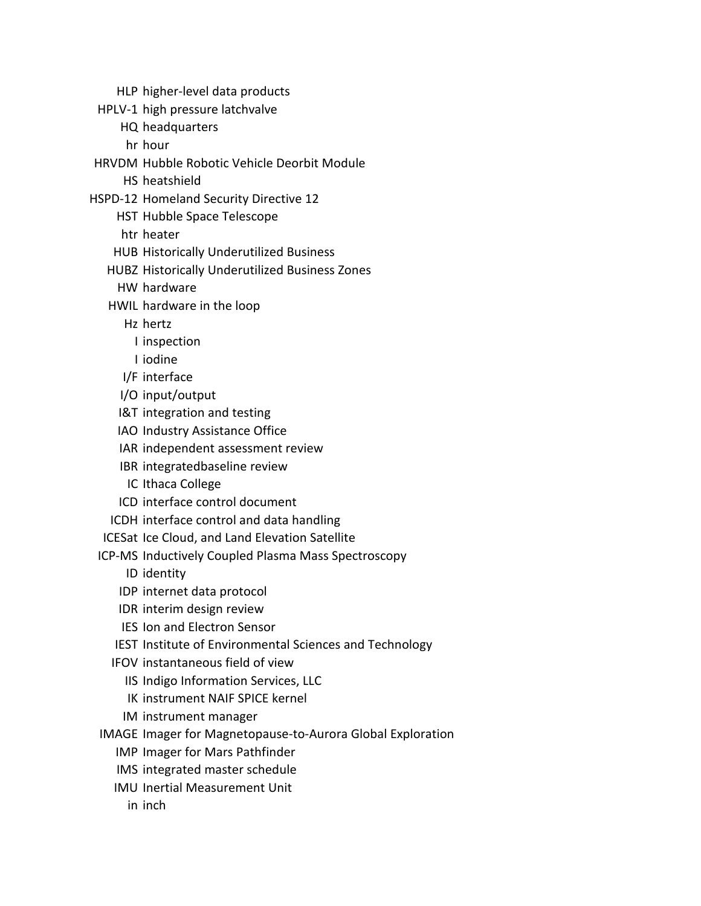| | |
|---|---|
| HLP | higher-level data products |
| HPLV-1 | high pressure latchvalve |
| HQ | headquarters |
| hr | hour |
| HRVDM | Hubble Robotic Vehicle Deorbit Module |
| HS | heatshield |
| HSPD-12 | Homeland Security Directive 12 |
| HST | Hubble Space Telescope |
| htr | heater |
| HUB | Historically Underutilized Business |
| HUBZ | Historically Underutilized Business Zones |
| HW | hardware |
| HWIL | hardware in the loop |
| Hz | hertz |
| I | inspection |
| I | iodine |
| I/F | interface |
| I/O | input/output |
| I&T | integration and testing |
| IAO | Industry Assistance Office |
| IAR | independent assessment review |
| IBR | integratedbaseline review |
| IC | Ithaca College |
| ICD | interface control document |
| ICDH | interface control and data handling |
| ICESat | Ice Cloud, and Land Elevation Satellite |
| ICP-MS | Inductively Coupled Plasma Mass Spectroscopy |
| ID | identity |
| IDP | internet data protocol |
| IDR | interim design review |
| IES | Ion and Electron Sensor |
| IEST | Institute of Environmental Sciences and Technology |
| IFOV | instantaneous field of view |
| IIS | Indigo Information Services, LLC |
| IK | instrument NAIF SPICE kernel |
| IM | instrument manager |
| IMAGE | Imager for Magnetopause-to-Aurora Global Exploration |
| IMP | Imager for Mars Pathfinder |
| IMS | integrated master schedule |
| IMU | Inertial Measurement Unit |
| in | inch |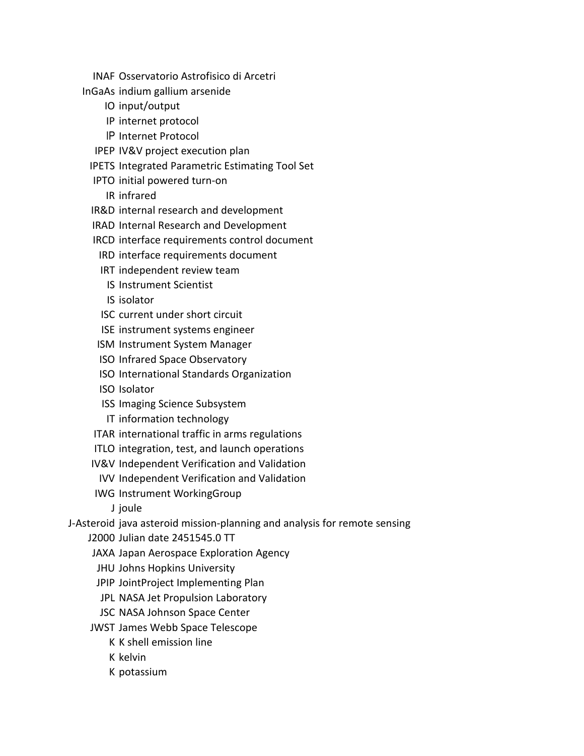| | |
|---|---|
| INAF | Osservatorio Astrofisico di Arcetri |
| InGaAs | indium gallium arsenide |
| IO | input/output |
| IP | internet protocol |
| IP | Internet Protocol |
| IPEP | IV&V project execution plan |
| IPETS | Integrated Parametric Estimating Tool Set |
| IPTO | initial powered turn-on |
| IR | infrared |
| IR&D | internal research and development |
| IRAD | Internal Research and Development |
| IRCD | interface requirements control document |
| IRD | interface requirements document |
| IRT | independent review team |
| IS | Instrument Scientist |
| IS | isolator |
| ISC | current under short circuit |
| ISE | instrument systems engineer |
| ISM | Instrument System Manager |
| ISO | Infrared Space Observatory |
| ISO | International Standards Organization |
| ISO | Isolator |
| ISS | Imaging Science Subsystem |
| IT | information technology |
| ITAR | international traffic in arms regulations |
| ITLO | integration, test, and launch operations |
| IV&V | Independent Verification and Validation |
| IVV | Independent Verification and Validation |
| IWG | Instrument WorkingGroup |
| J | joule |
| J-Asteroid | java asteroid mission-planning and analysis for remote sensing |
| J2000 | Julian date 2451545.0 TT |
| JAXA | Japan Aerospace Exploration Agency |
| JHU | Johns Hopkins University |
| JPIP | JointProject Implementing Plan |
| JPL | NASA Jet Propulsion Laboratory |
| JSC | NASA Johnson Space Center |
| JWST | James Webb Space Telescope |
| K | K shell emission line |
| K | kelvin |
| K | potassium |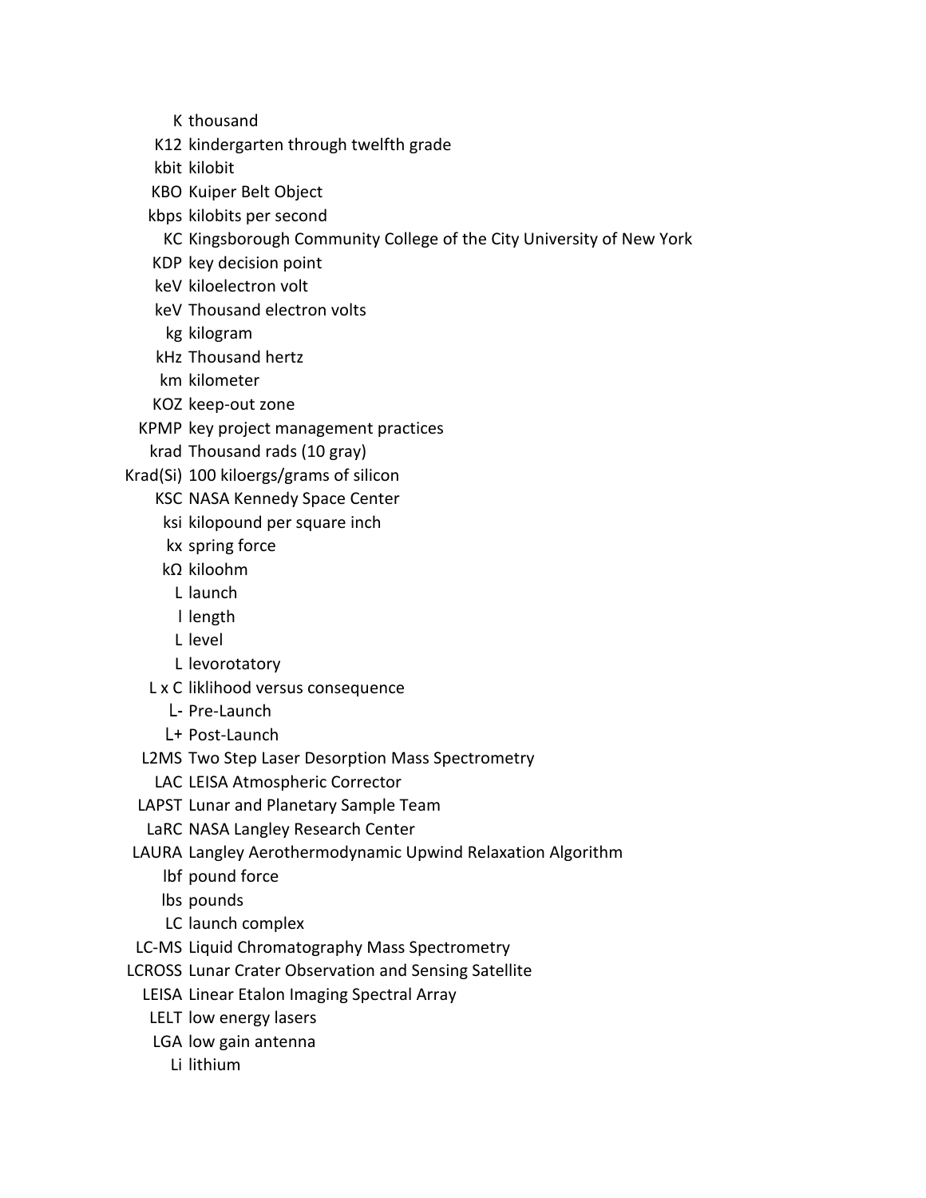| | |
|---|---|
| K | thousand |
| K12 | kindergarten through twelfth grade |
| kbit | kilobit |
| KBO | Kuiper Belt Object |
| kbps | kilobits per second |
| KC | Kingsborough Community College of the City University of New York |
| KDP | key decision point |
| keV | kiloelectron volt |
| keV | Thousand electron volts |
| kg | kilogram |
| kHz | Thousand hertz |
| km | kilometer |
| KOZ | keep-out zone |
| KPMP | key project management practices |
| krad | Thousand rads (10 gray) |
| Krad(Si) | 100 kiloergs/grams of silicon |
| KSC | NASA Kennedy Space Center |
| ksi | kilopound per square inch |
| kx | spring force |
| kΩ | kiloohm |
| L | launch |
| l | length |
| L | level |
| L | levorotatory |
| L x C | liklihood versus consequence |
| L- | Pre-Launch |
| L+ | Post-Launch |
| L2MS | Two Step Laser Desorption Mass Spectrometry |
| LAC | LEISA Atmospheric Corrector |
| LAPST | Lunar and Planetary Sample Team |
| LaRC | NASA Langley Research Center |
| LAURA | Langley Aerothermodynamic Upwind Relaxation Algorithm |
| lbf | pound force |
| lbs | pounds |
| LC | launch complex |
| LC-MS | Liquid Chromatography Mass Spectrometry |
| LCROSS | Lunar Crater Observation and Sensing Satellite |
| LEISA | Linear Etalon Imaging Spectral Array |
| LELT | low energy lasers |
| LGA | low gain antenna |
| Li | lithium |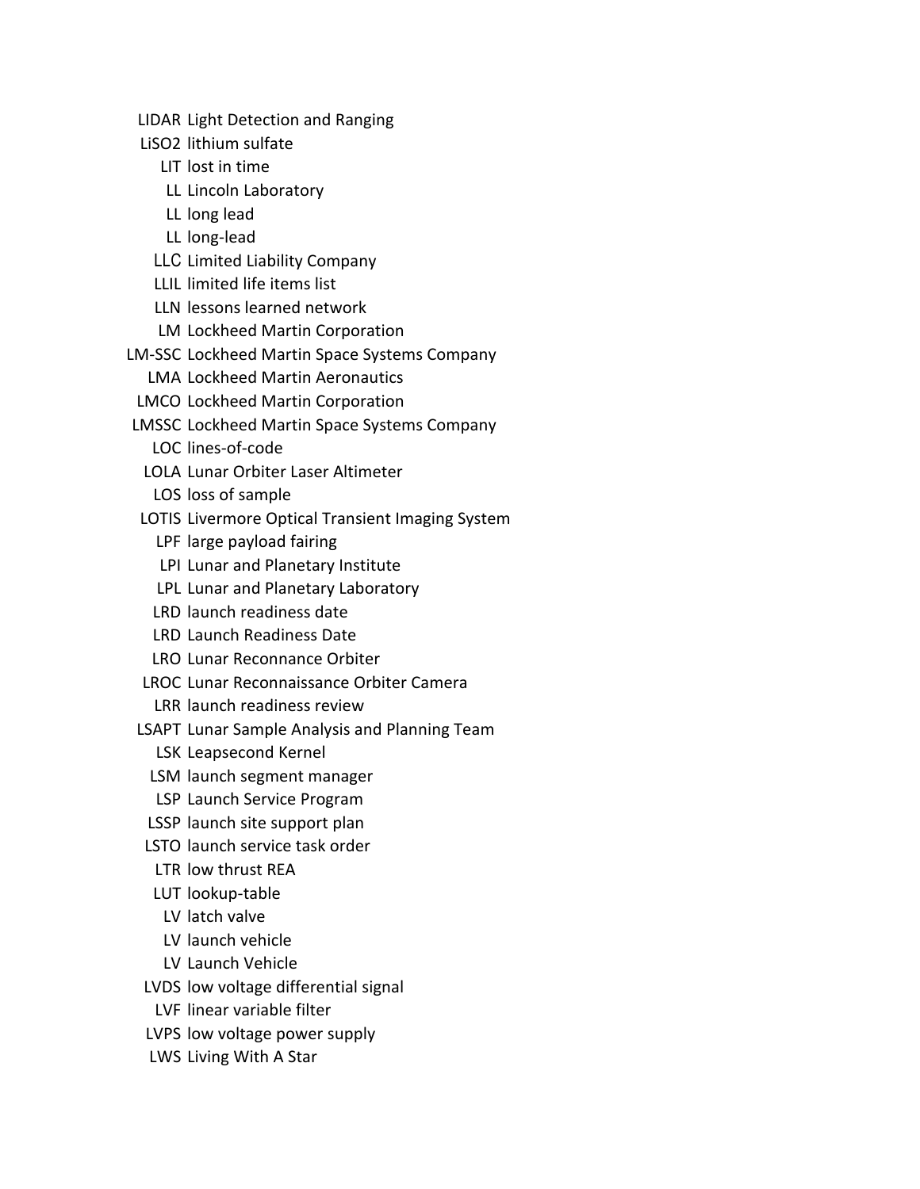| | |
|---|---|
| LIDAR | Light Detection and Ranging |
| LiSO2 | lithium sulfate |
| LIT | lost in time |
| LL | Lincoln Laboratory |
| LL | long lead |
| LL | long-lead |
| LLC | Limited Liability Company |
| LLIL | limited life items list |
| LLN | lessons learned network |
| LM | Lockheed Martin Corporation |
| LM-SSC | Lockheed Martin Space Systems Company |
| LMA | Lockheed Martin Aeronautics |
| LMCO | Lockheed Martin Corporation |
| LMSSC | Lockheed Martin Space Systems Company |
| LOC | lines-of-code |
| LOLA | Lunar Orbiter Laser Altimeter |
| LOS | loss of sample |
| LOTIS | Livermore Optical Transient Imaging System |
| LPF | large payload fairing |
| LPI | Lunar and Planetary Institute |
| LPL | Lunar and Planetary Laboratory |
| LRD | launch readiness date |
| LRD | Launch Readiness Date |
| LRO | Lunar Reconnance Orbiter |
| LROC | Lunar Reconnaissance Orbiter Camera |
| LRR | launch readiness review |
| LSAPT | Lunar Sample Analysis and Planning Team |
| LSK | Leapsecond Kernel |
| LSM | launch segment manager |
| LSP | Launch Service Program |
| LSSP | launch site support plan |
| LSTO | launch service task order |
| LTR | low thrust REA |
| LUT | lookup-table |
| LV | latch valve |
| LV | launch vehicle |
| LV | Launch Vehicle |
| LVDS | low voltage differential signal |
| LVF | linear variable filter |
| LVPS | low voltage power supply |
| LWS | Living With A Star |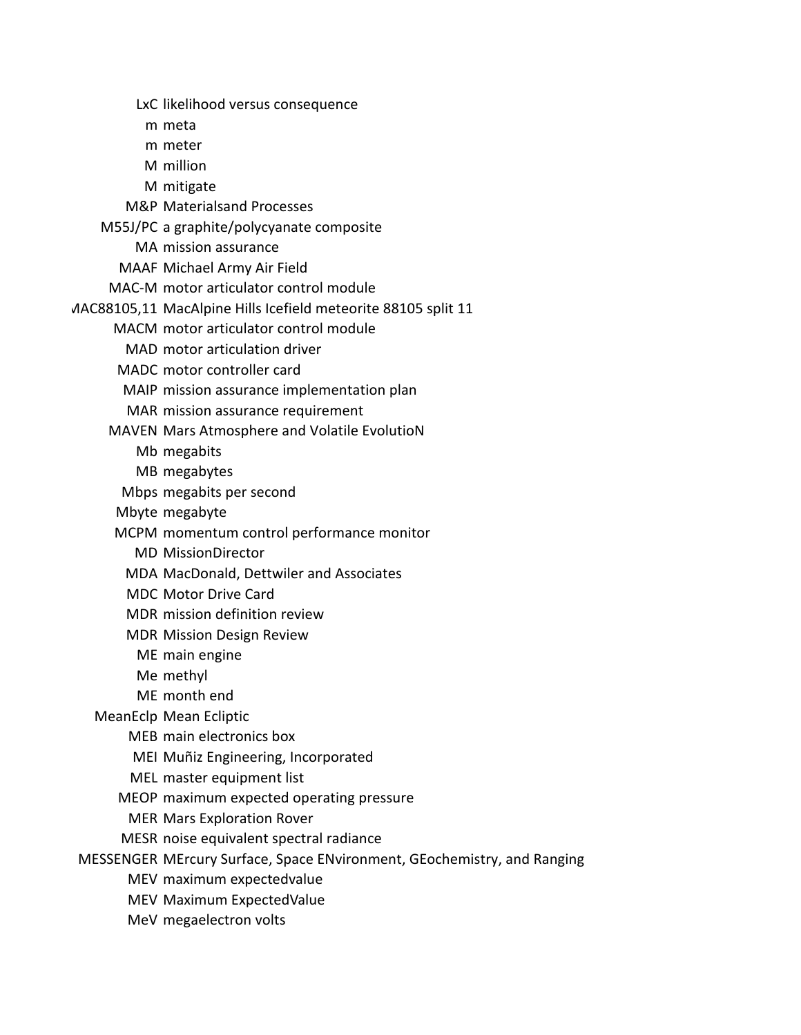| | |
|---|---|
| LxC | likelihood versus consequence |
| m | meta |
| m | meter |
| M | million |
| M | mitigate |
| M&P | Materialsand Processes |
| M55J/PC | a graphite/polycyanate composite |
| MA | mission assurance |
| MAAF | Michael Army Air Field |
| MAC-M | motor articulator control module |
| MAC88105,11 | MacAlpine Hills Icefield meteorite 88105 split 11 |
| MACM | motor articulator control module |
| MAD | motor articulation driver |
| MADC | motor controller card |
| MAIP | mission assurance implementation plan |
| MAR | mission assurance requirement |
| MAVEN | Mars Atmosphere and Volatile EvolutioN |
| Mb | megabits |
| MB | megabytes |
| Mbps | megabits per second |
| Mbyte | megabyte |
| MCPM | momentum control performance monitor |
| MD | MissionDirector |
| MDA | MacDonald, Dettwiler and Associates |
| MDC | Motor Drive Card |
| MDR | mission definition review |
| MDR | Mission Design Review |
| ME | main engine |
| Me | methyl |
| ME | month end |
| MeanEclp | Mean Ecliptic |
| MEB | main electronics box |
| MEI | Muñiz Engineering, Incorporated |
| MEL | master equipment list |
| MEOP | maximum expected operating pressure |
| MER | Mars Exploration Rover |
| MESR | noise equivalent spectral radiance |
| MESSENGER | MErcury Surface, Space ENvironment, GEochemistry, and Ranging |
| MEV | maximum expectedvalue |
| MEV | Maximum ExpectedValue |
| MeV | megaelectron volts |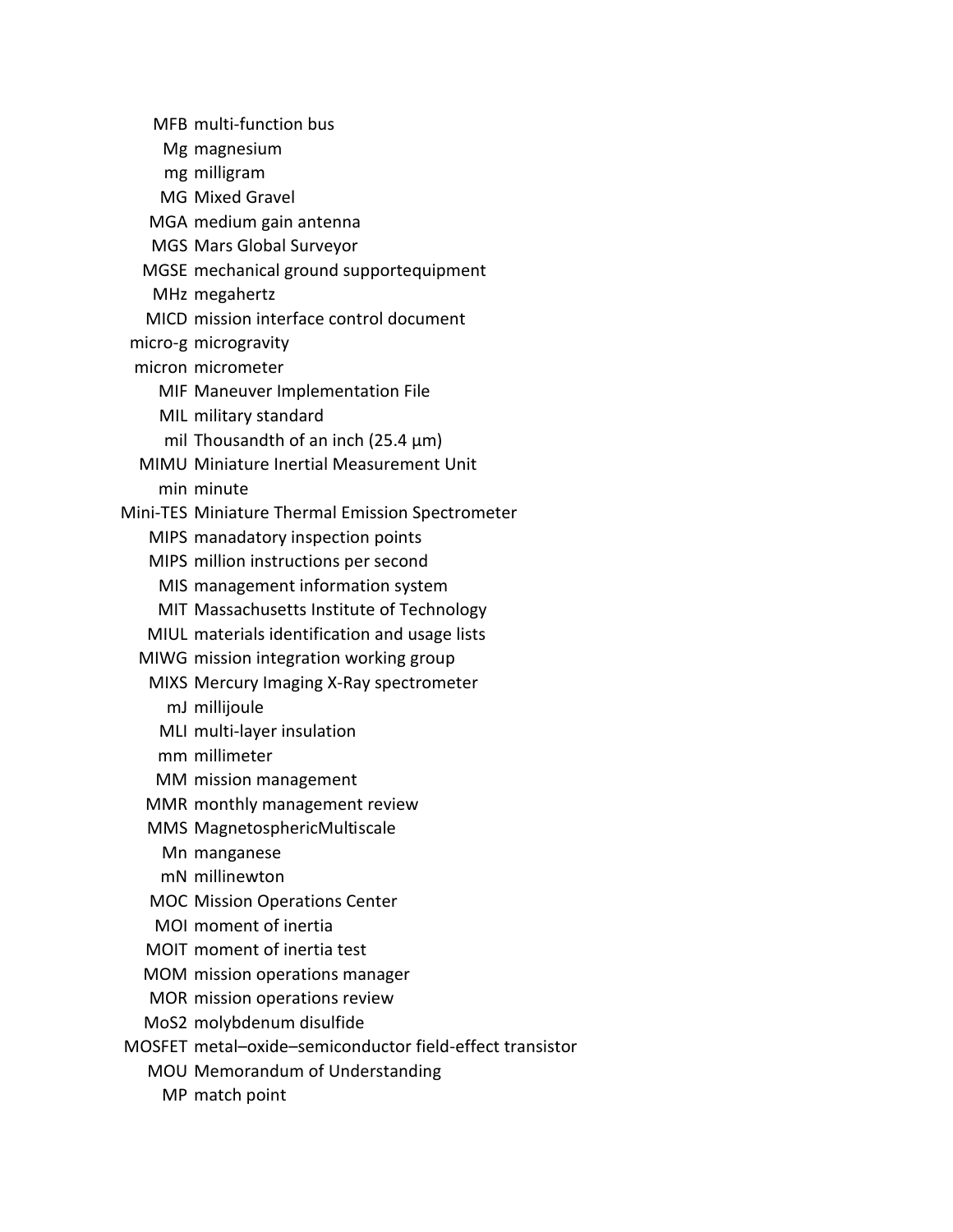| | |
|---|---|
| MFB | multi-function bus |
| Mg | magnesium |
| mg | milligram |
| MG | Mixed Gravel |
| MGA | medium gain antenna |
| MGS | Mars Global Surveyor |
| MGSE | mechanical ground supportequipment |
| MHz | megahertz |
| MICD | mission interface control document |
| micro-g | microgravity |
| micron | micrometer |
| MIF | Maneuver Implementation File |
| MIL | military standard |
| mil | Thousandth of an inch (25.4 µm) |
| MIMU | Miniature Inertial Measurement Unit |
| min | minute |
| Mini-TES | Miniature Thermal Emission Spectrometer |
| MIPS | manadatory inspection points |
| MIPS | million instructions per second |
| MIS | management information system |
| MIT | Massachusetts Institute of Technology |
| MIUL | materials identification and usage lists |
| MIWG | mission integration working group |
| MIXS | Mercury Imaging X-Ray spectrometer |
| mJ | millijoule |
| MLI | multi-layer insulation |
| mm | millimeter |
| MM | mission management |
| MMR | monthly management review |
| MMS | MagnetosphericMultiscale |
| Mn | manganese |
| mN | millinewton |
| MOC | Mission Operations Center |
| MOI | moment of inertia |
| MOIT | moment of inertia test |
| MOM | mission operations manager |
| MOR | mission operations review |
| MoS2 | molybdenum disulfide |
| MOSFET | metal–oxide–semiconductor field-effect transistor |
| MOU | Memorandum of Understanding |
| MP | match point |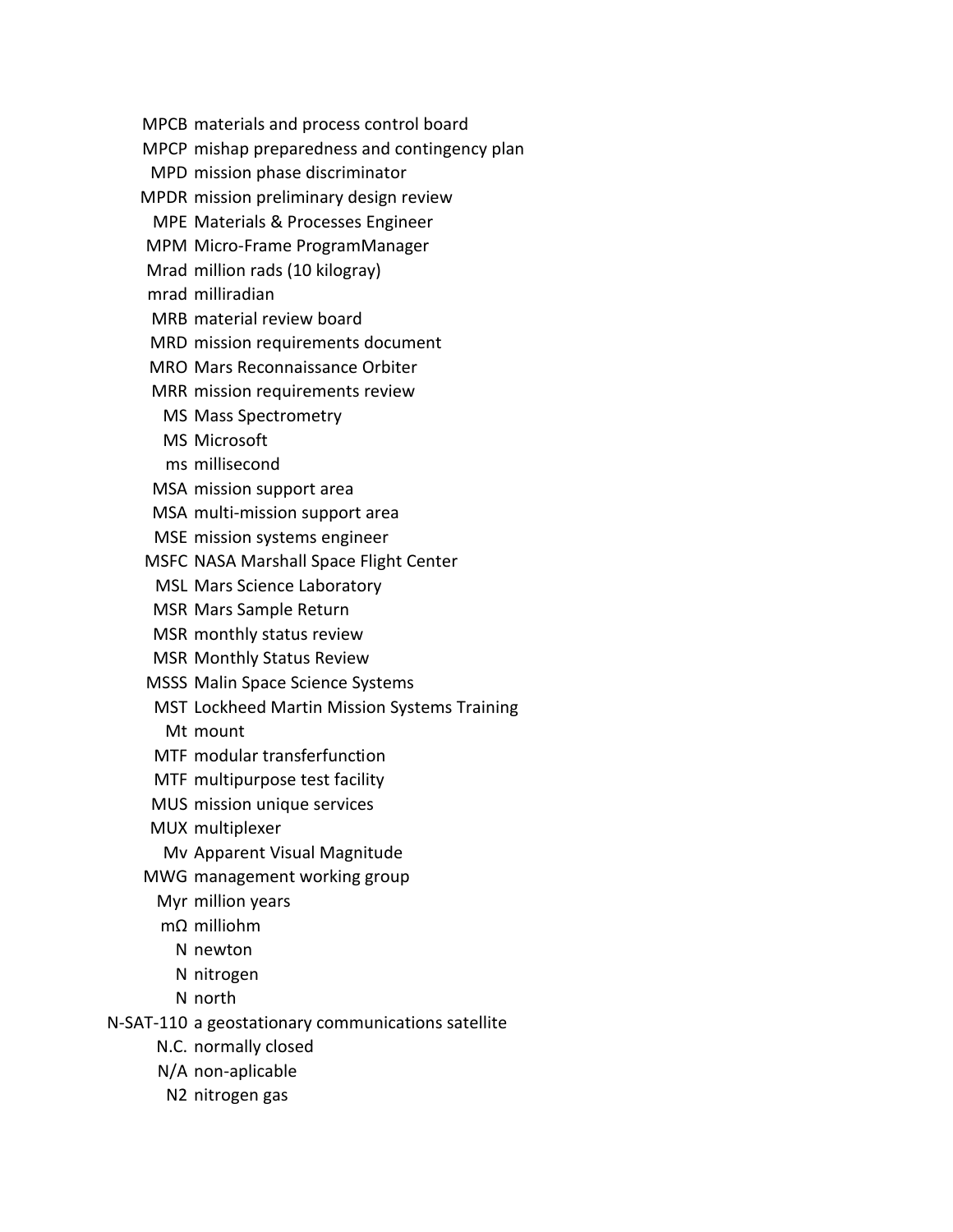| | |
|---|---|
| MPCB | materials and process control board |
| MPCP | mishap preparedness and contingency plan |
| MPD | mission phase discriminator |
| MPDR | mission preliminary design review |
| MPE | Materials & Processes Engineer |
| MPM | Micro-Frame ProgramManager |
| Mrad | million rads (10 kilogray) |
| mrad | milliradian |
| MRB | material review board |
| MRD | mission requirements document |
| MRO | Mars Reconnaissance Orbiter |
| MRR | mission requirements review |
| MS | Mass Spectrometry |
| MS | Microsoft |
| ms | millisecond |
| MSA | mission support area |
| MSA | multi-mission support area |
| MSE | mission systems engineer |
| MSFC | NASA Marshall Space Flight Center |
| MSL | Mars Science Laboratory |
| MSR | Mars Sample Return |
| MSR | monthly status review |
| MSR | Monthly Status Review |
| MSSS | Malin Space Science Systems |
| MST | Lockheed Martin Mission Systems Training |
| Mt | mount |
| MTF | modular transferfunction |
| MTF | multipurpose test facility |
| MUS | mission unique services |
| MUX | multiplexer |
| Mv | Apparent Visual Magnitude |
| MWG | management working group |
| Myr | million years |
| mΩ | milliohm |
| N | newton |
| N | nitrogen |
| N | north |
| N-SAT-110 | a geostationary communications satellite |
| N.C. | normally closed |
| N/A | non-aplicable |
| N2 | nitrogen gas |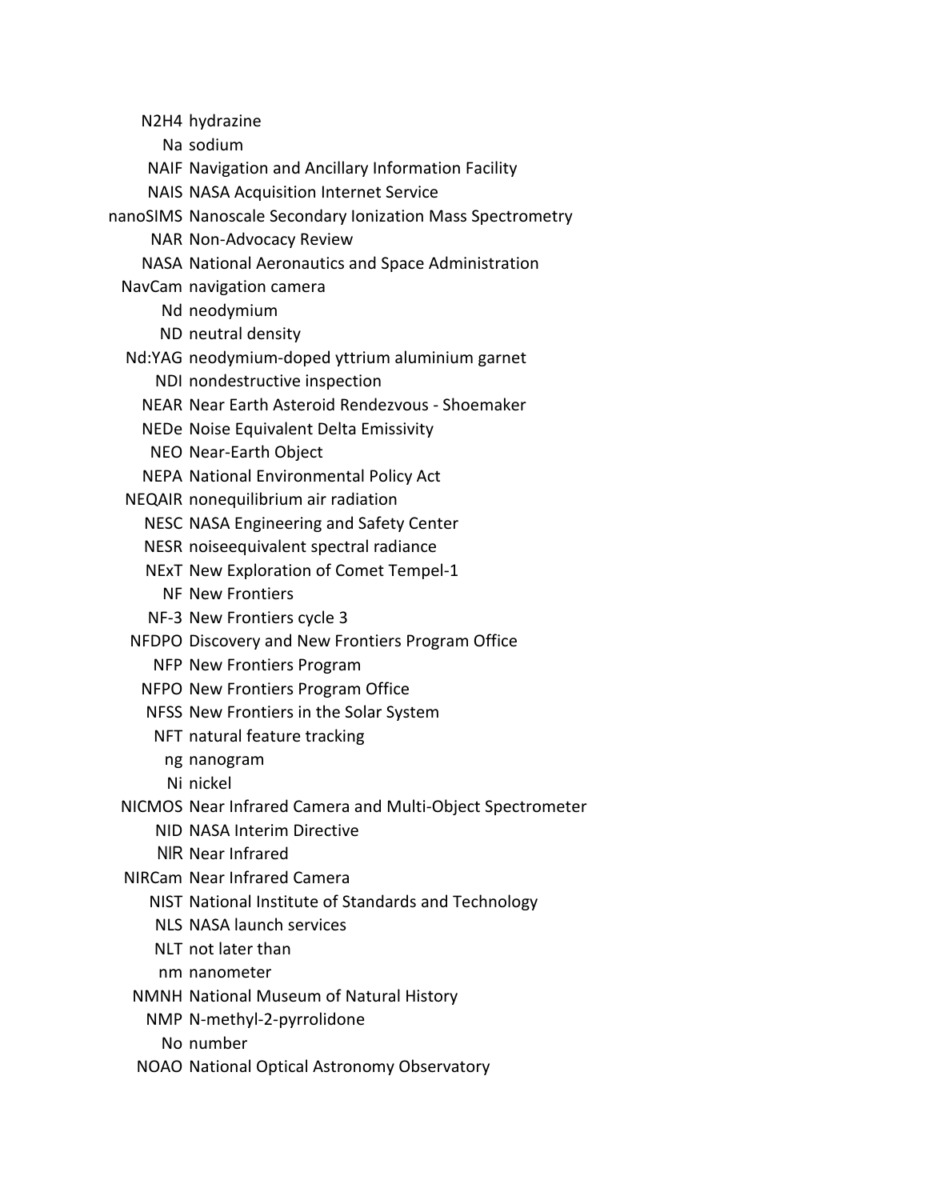| | |
|---|---|
| N2H4 | hydrazine |
| Na | sodium |
| NAIF | Navigation and Ancillary Information Facility |
| NAIS | NASA Acquisition Internet Service |
| nanoSIMS | Nanoscale Secondary Ionization Mass Spectrometry |
| NAR | Non-Advocacy Review |
| NASA | National Aeronautics and Space Administration |
| NavCam | navigation camera |
| Nd | neodymium |
| ND | neutral density |
| Nd:YAG | neodymium-doped yttrium aluminium garnet |
| NDI | nondestructive inspection |
| NEAR | Near Earth Asteroid Rendezvous - Shoemaker |
| NEDe | Noise Equivalent Delta Emissivity |
| NEO | Near-Earth Object |
| NEPA | National Environmental Policy Act |
| NEQAIR | nonequilibrium air radiation |
| NESC | NASA Engineering and Safety Center |
| NESR | noiseequivalent spectral radiance |
| NExT | New Exploration of Comet Tempel-1 |
| NF | New Frontiers |
| NF-3 | New Frontiers cycle 3 |
| NFDPO | Discovery and New Frontiers Program Office |
| NFP | New Frontiers Program |
| NFPO | New Frontiers Program Office |
| NFSS | New Frontiers in the Solar System |
| NFT | natural feature tracking |
| ng | nanogram |
| Ni | nickel |
| NICMOS | Near Infrared Camera and Multi-Object Spectrometer |
| NID | NASA Interim Directive |
| NIR | Near Infrared |
| NIRCam | Near Infrared Camera |
| NIST | National Institute of Standards and Technology |
| NLS | NASA launch services |
| NLT | not later than |
| nm | nanometer |
| NMNH | National Museum of Natural History |
| NMP | N-methyl-2-pyrrolidone |
| No | number |
| NOAO | National Optical Astronomy Observatory |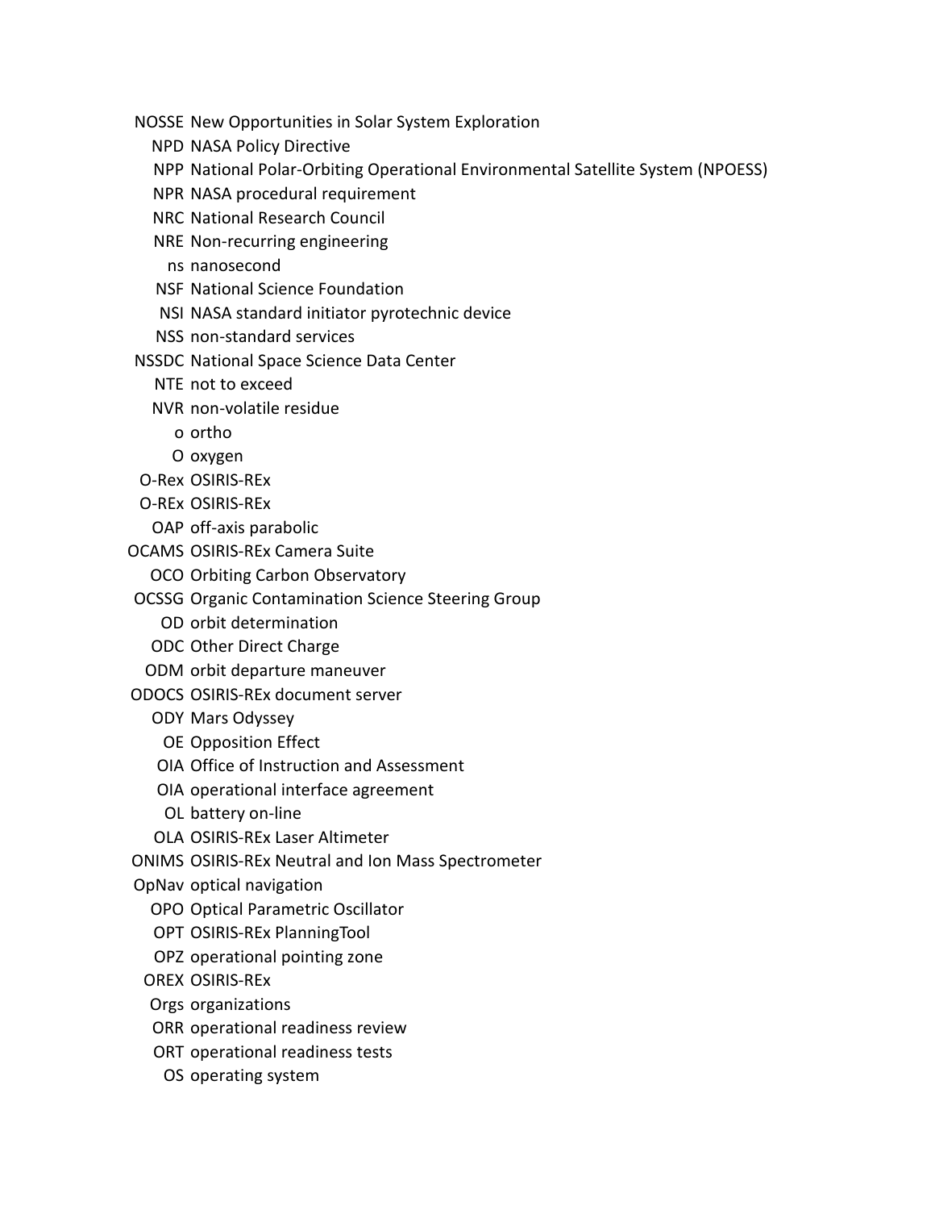| | |
|---|---|
| NOSSE | New Opportunities in Solar System Exploration |
| NPD | NASA Policy Directive |
| NPP | National Polar-Orbiting Operational Environmental Satellite System (NPOESS) |
| NPR | NASA procedural requirement |
| NRC | National Research Council |
| NRE | Non-recurring engineering |
| ns | nanosecond |
| NSF | National Science Foundation |
| NSI | NASA standard initiator pyrotechnic device |
| NSS | non-standard services |
| NSSDC | National Space Science Data Center |
| NTE | not to exceed |
| NVR | non-volatile residue |
| o | ortho |
| O | oxygen |
| O-Rex | OSIRIS-REx |
| O-REx | OSIRIS-REx |
| OAP | off-axis parabolic |
| OCAMS | OSIRIS-REx Camera Suite |
| OCO | Orbiting Carbon Observatory |
| OCSSG | Organic Contamination Science Steering Group |
| OD | orbit determination |
| ODC | Other Direct Charge |
| ODM | orbit departure maneuver |
| ODOCS | OSIRIS-REx document server |
| ODY | Mars Odyssey |
| OE | Opposition Effect |
| OIA | Office of Instruction and Assessment |
| OIA | operational interface agreement |
| OL | battery on-line |
| OLA | OSIRIS-REx Laser Altimeter |
| ONIMS | OSIRIS-REx Neutral and Ion Mass Spectrometer |
| OpNav | optical navigation |
| OPO | Optical Parametric Oscillator |
| OPT | OSIRIS-REx PlanningTool |
| OPZ | operational pointing zone |
| OREX | OSIRIS-REx |
| Orgs | organizations |
| ORR | operational readiness review |
| ORT | operational readiness tests |
| OS | operating system |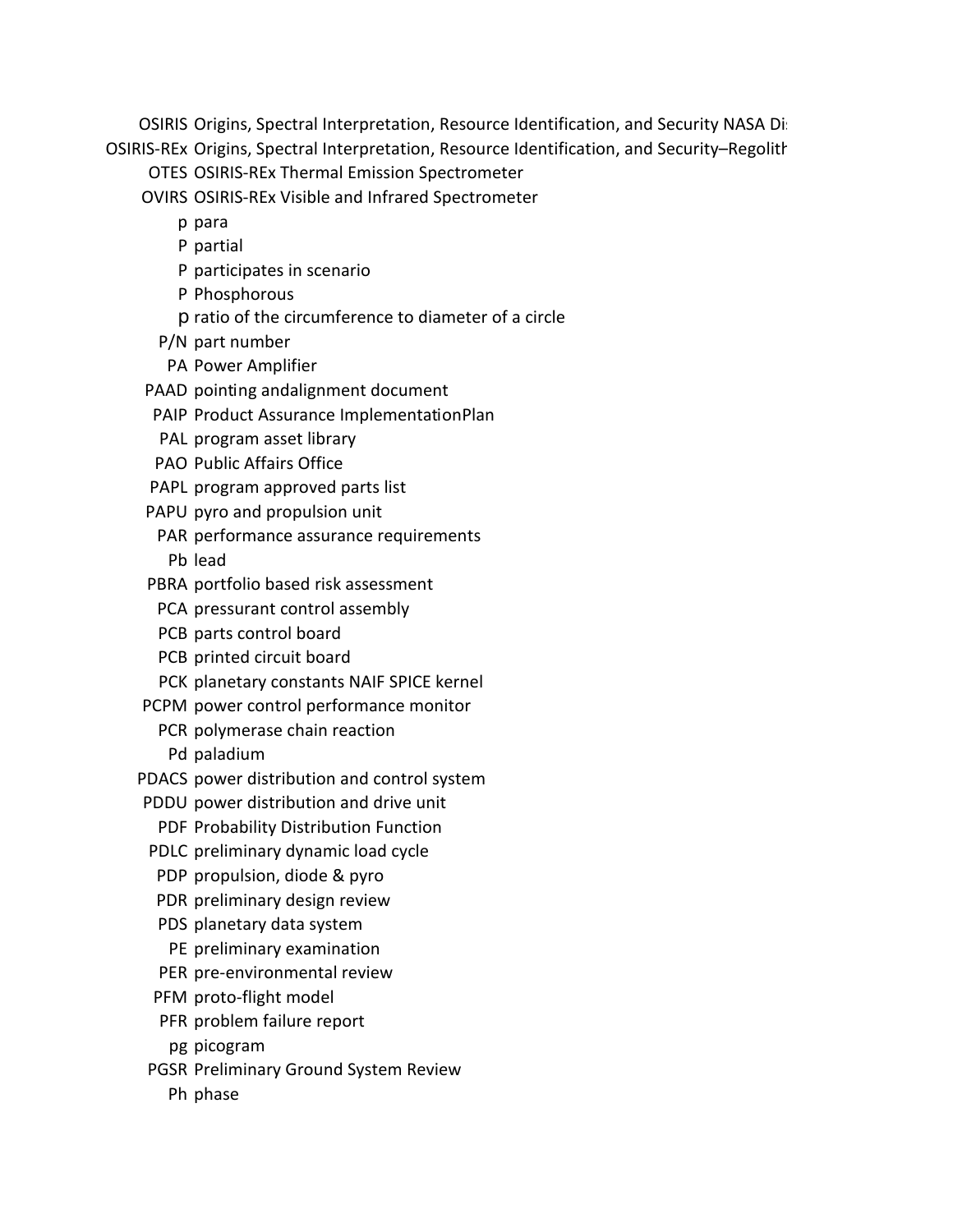| | |
|---|---|
| OSIRIS | Origins, Spectral Interpretation, Resource Identification, and Security NASA Di |
| OSIRIS-REx | Origins, Spectral Interpretation, Resource Identification, and Security–Regolith |
| OTES | OSIRIS-REx Thermal Emission Spectrometer |
| OVIRS | OSIRIS-REx Visible and Infrared Spectrometer |
| p | para |
| P | partial |
| P | participates in scenario |
| P | Phosphorous |
| p | ratio of the circumference to diameter of a circle |
| P/N | part number |
| PA | Power Amplifier |
| PAAD | pointing andalignment document |
| PAIP | Product Assurance ImplementationPlan |
| PAL | program asset library |
| PAO | Public Affairs Office |
| PAPL | program approved parts list |
| PAPU | pyro and propulsion unit |
| PAR | performance assurance requirements |
| Pb | lead |
| PBRA | portfolio based risk assessment |
| PCA | pressurant control assembly |
| PCB | parts control board |
| PCB | printed circuit board |
| PCK | planetary constants NAIF SPICE kernel |
| PCPM | power control performance monitor |
| PCR | polymerase chain reaction |
| Pd | paladium |
| PDACS | power distribution and control system |
| PDDU | power distribution and drive unit |
| PDF | Probability Distribution Function |
| PDLC | preliminary dynamic load cycle |
| PDP | propulsion, diode & pyro |
| PDR | preliminary design review |
| PDS | planetary data system |
| PE | preliminary examination |
| PER | pre-environmental review |
| PFM | proto-flight model |
| PFR | problem failure report |
| pg | picogram |
| PGSR | Preliminary Ground System Review |
| Ph | phase |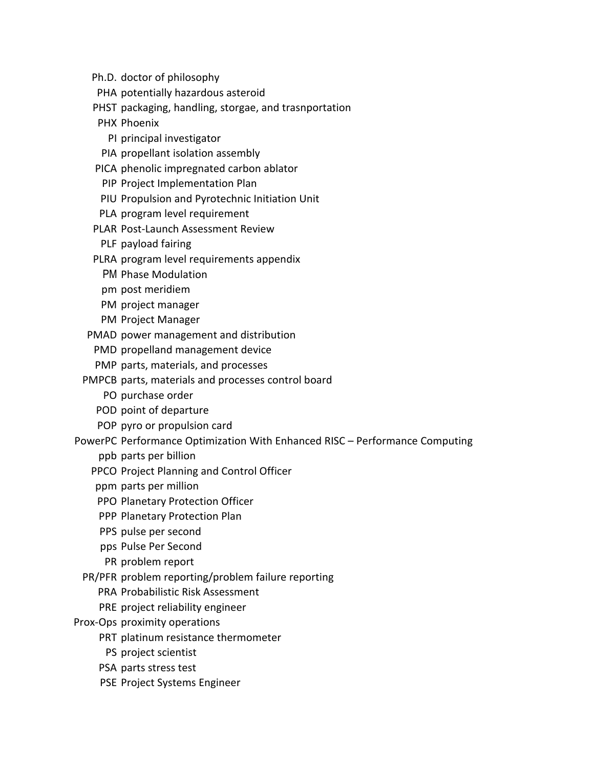| | |
|---|---|
| Ph.D. | doctor of philosophy |
| PHA | potentially hazardous asteroid |
| PHST | packaging, handling, storgae, and trasnportation |
| PHX | Phoenix |
| PI | principal investigator |
| PIA | propellant isolation assembly |
| PICA | phenolic impregnated carbon ablator |
| PIP | Project Implementation Plan |
| PIU | Propulsion and Pyrotechnic Initiation Unit |
| PLA | program level requirement |
| PLAR | Post-Launch Assessment Review |
| PLF | payload fairing |
| PLRA | program level requirements appendix |
| PM | Phase Modulation |
| pm | post meridiem |
| PM | project manager |
| PM | Project Manager |
| PMAD | power management and distribution |
| PMD | propelland management device |
| PMP | parts, materials, and processes |
| PMPCB | parts, materials and processes control board |
| PO | purchase order |
| POD | point of departure |
| POP | pyro or propulsion card |
| PowerPC | Performance Optimization With Enhanced RISC – Performance Computing |
| ppb | parts per billion |
| PPCO | Project Planning and Control Officer |
| ppm | parts per million |
| PPO | Planetary Protection Officer |
| PPP | Planetary Protection Plan |
| PPS | pulse per second |
| pps | Pulse Per Second |
| PR | problem report |
| PR/PFR | problem reporting/problem failure reporting |
| PRA | Probabilistic Risk Assessment |
| PRE | project reliability engineer |
| Prox-Ops | proximity operations |
| PRT | platinum resistance thermometer |
| PS | project scientist |
| PSA | parts stress test |
| PSE | Project Systems Engineer |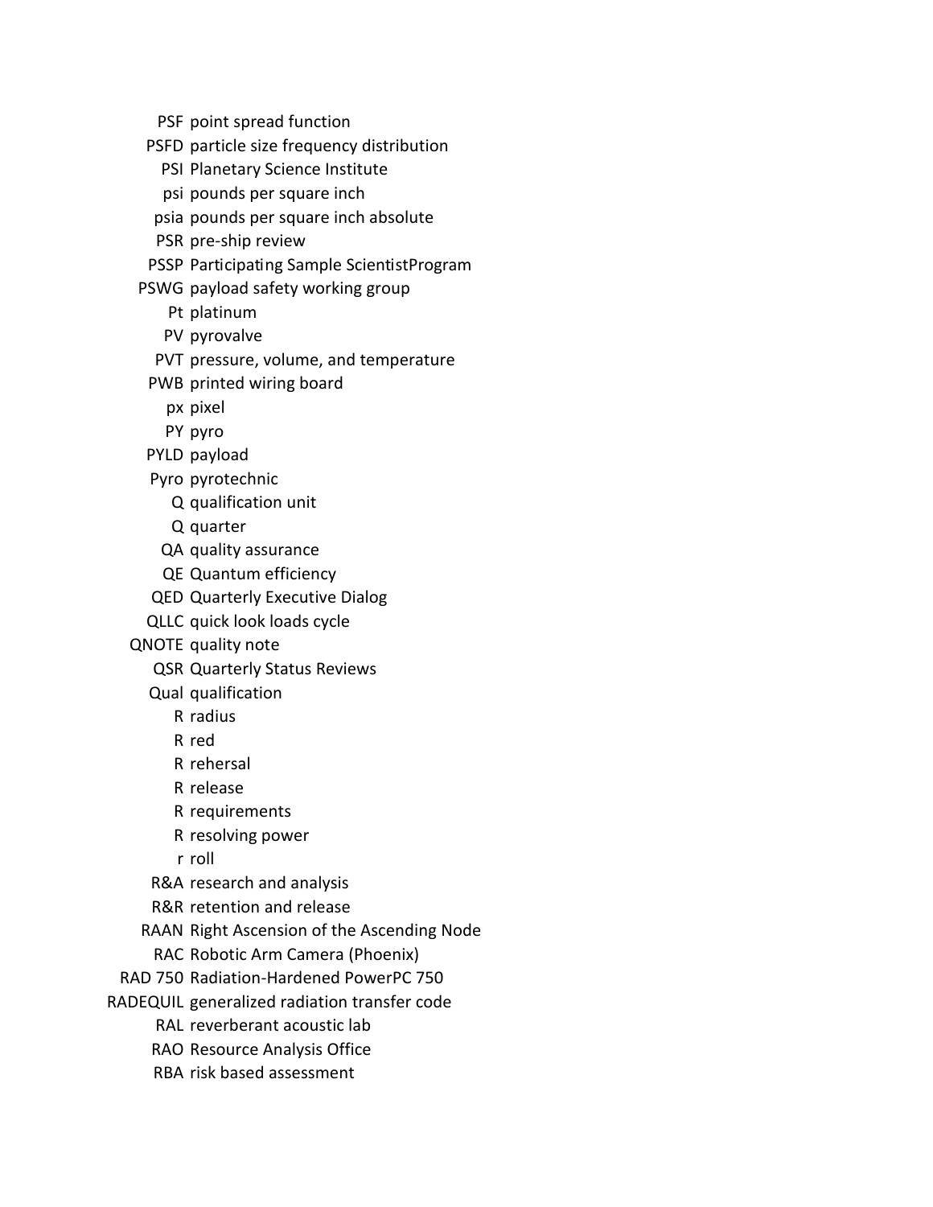| | |
|---|---|
| PSF | point spread function |
| PSFD | particle size frequency distribution |
| PSI | Planetary Science Institute |
| psi | pounds per square inch |
| psia | pounds per square inch absolute |
| PSR | pre-ship review |
| PSSP | Participating Sample ScientistProgram |
| PSWG | payload safety working group |
| Pt | platinum |
| PV | pyrovalve |
| PVT | pressure, volume, and temperature |
| PWB | printed wiring board |
| px | pixel |
| PY | pyro |
| PYLD | payload |
| Pyro | pyrotechnic |
| Q | qualification unit |
| Q | quarter |
| QA | quality assurance |
| QE | Quantum efficiency |
| QED | Quarterly Executive Dialog |
| QLLC | quick look loads cycle |
| QNOTE | quality note |
| QSR | Quarterly Status Reviews |
| Qual | qualification |
| R | radius |
| R | red |
| R | rehersal |
| R | release |
| R | requirements |
| R | resolving power |
| r | roll |
| R&A | research and analysis |
| R&R | retention and release |
| RAAN | Right Ascension of the Ascending Node |
| RAC | Robotic Arm Camera (Phoenix) |
| RAD 750 | Radiation-Hardened PowerPC 750 |
| RADEQUIL | generalized radiation transfer code |
| RAL | reverberant acoustic lab |
| RAO | Resource Analysis Office |
| RBA | risk based assessment |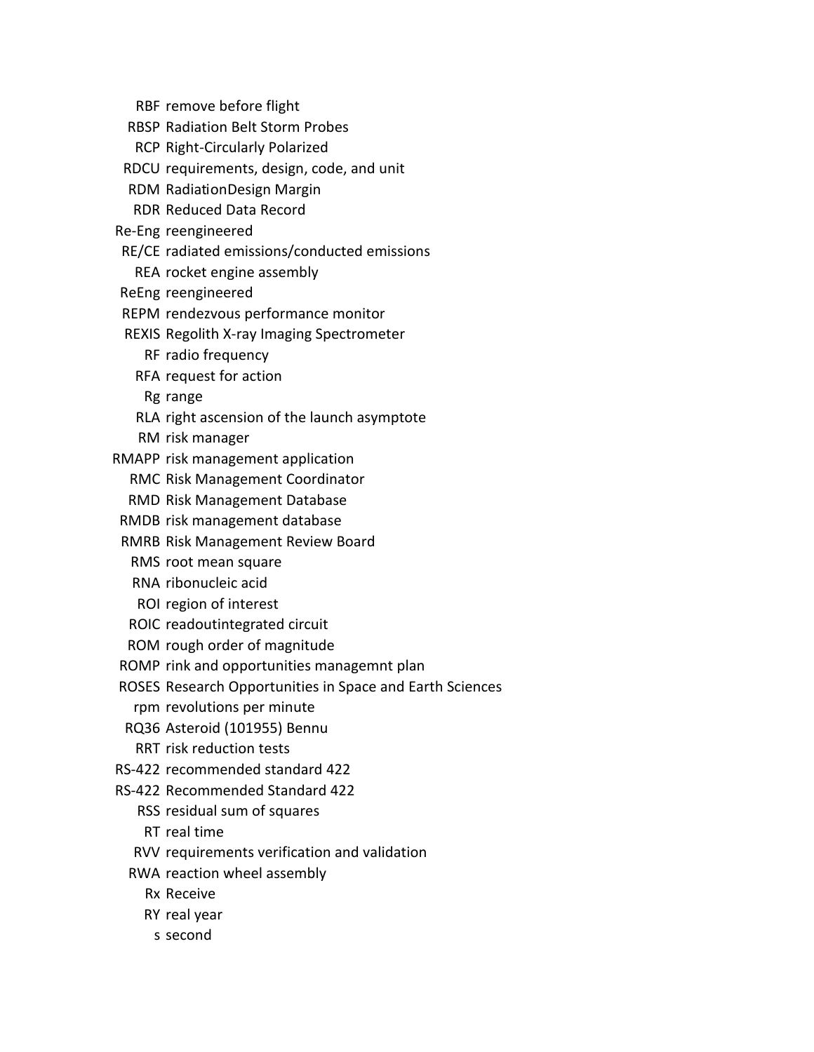| | |
|---|---|
| RBF | remove before flight |
| RBSP | Radiation Belt Storm Probes |
| RCP | Right-Circularly Polarized |
| RDCU | requirements, design, code, and unit |
| RDM | RadiationDesign Margin |
| RDR | Reduced Data Record |
| Re-Eng | reengineered |
| RE/CE | radiated emissions/conducted emissions |
| REA | rocket engine assembly |
| ReEng | reengineered |
| REPM | rendezvous performance monitor |
| REXIS | Regolith X-ray Imaging Spectrometer |
| RF | radio frequency |
| RFA | request for action |
| Rg | range |
| RLA | right ascension of the launch asymptote |
| RM | risk manager |
| RMAPP | risk management application |
| RMC | Risk Management Coordinator |
| RMD | Risk Management Database |
| RMDB | risk management database |
| RMRB | Risk Management Review Board |
| RMS | root mean square |
| RNA | ribonucleic acid |
| ROI | region of interest |
| ROIC | readoutintegrated circuit |
| ROM | rough order of magnitude |
| ROMP | rink and opportunities managemnt plan |
| ROSES | Research Opportunities in Space and Earth Sciences |
| rpm | revolutions per minute |
| RQ36 | Asteroid (101955) Bennu |
| RRT | risk reduction tests |
| RS-422 | recommended standard 422 |
| RS-422 | Recommended Standard 422 |
| RSS | residual sum of squares |
| RT | real time |
| RVV | requirements verification and validation |
| RWA | reaction wheel assembly |
| Rx | Receive |
| RY | real year |
| s | second |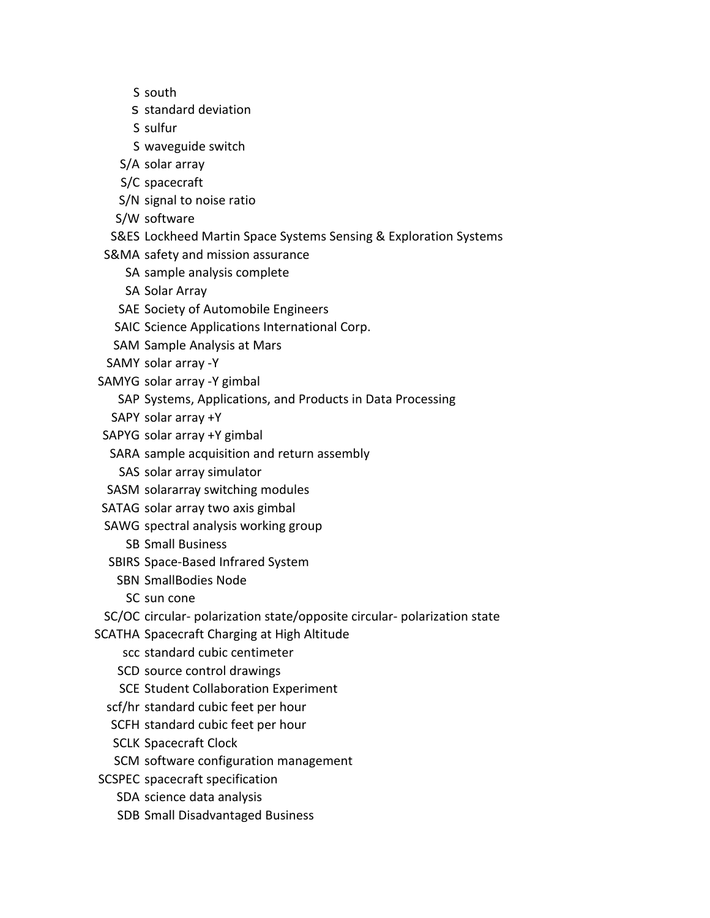| | |
|---|---|
| S | south |
| s | standard deviation |
| S | sulfur |
| S | waveguide switch |
| S/A | solar array |
| S/C | spacecraft |
| S/N | signal to noise ratio |
| S/W | software |
| S&ES | Lockheed Martin Space Systems Sensing & Exploration Systems |
| S&MA | safety and mission assurance |
| SA | sample analysis complete |
| SA | Solar Array |
| SAE | Society of Automobile Engineers |
| SAIC | Science Applications International Corp. |
| SAM | Sample Analysis at Mars |
| SAMY | solar array -Y |
| SAMYG | solar array -Y gimbal |
| SAP | Systems, Applications, and Products in Data Processing |
| SAPY | solar array +Y |
| SAPYG | solar array +Y gimbal |
| SARA | sample acquisition and return assembly |
| SAS | solar array simulator |
| SASM | solararray switching modules |
| SATAG | solar array two axis gimbal |
| SAWG | spectral analysis working group |
| SB | Small Business |
| SBIRS | Space-Based Infrared System |
| SBN | SmallBodies Node |
| SC | sun cone |
| SC/OC | circular- polarization state/opposite circular- polarization state |
| SCATHA | Spacecraft Charging at High Altitude |
| scc | standard cubic centimeter |
| SCD | source control drawings |
| SCE | Student Collaboration Experiment |
| scf/hr | standard cubic feet per hour |
| SCFH | standard cubic feet per hour |
| SCLK | Spacecraft Clock |
| SCM | software configuration management |
| SCSPEC | spacecraft specification |
| SDA | science data analysis |
| SDB | Small Disadvantaged Business |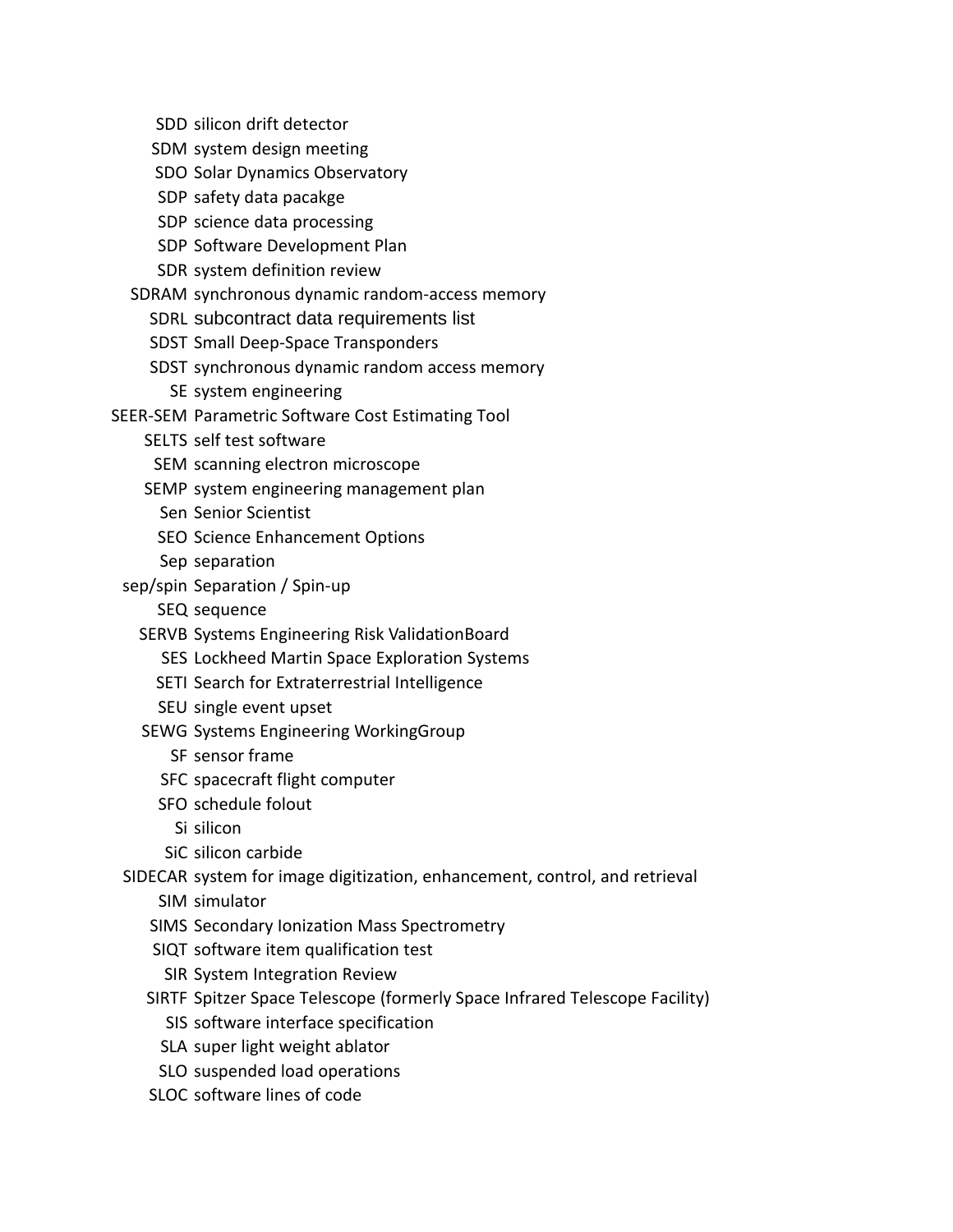| | |
|---|---|
| SDD | silicon drift detector |
| SDM | system design meeting |
| SDO | Solar Dynamics Observatory |
| SDP | safety data pacakge |
| SDP | science data processing |
| SDP | Software Development Plan |
| SDR | system definition review |
| SDRAM | synchronous dynamic random-access memory |
| SDRL | subcontract data requirements list |
| SDST | Small Deep-Space Transponders |
| SDST | synchronous dynamic random access memory |
| SE | system engineering |
| SEER-SEM | Parametric Software Cost Estimating Tool |
| SELTS | self test software |
| SEM | scanning electron microscope |
| SEMP | system engineering management plan |
| Sen | Senior Scientist |
| SEO | Science Enhancement Options |
| Sep | separation |
| sep/spin | Separation / Spin-up |
| SEQ | sequence |
| SERVB | Systems Engineering Risk ValidationBoard |
| SES | Lockheed Martin Space Exploration Systems |
| SETI | Search for Extraterrestrial Intelligence |
| SEU | single event upset |
| SEWG | Systems Engineering WorkingGroup |
| SF | sensor frame |
| SFC | spacecraft flight computer |
| SFO | schedule folout |
| Si | silicon |
| SiC | silicon carbide |
| SIDECAR | system for image digitization, enhancement, control, and retrieval |
| SIM | simulator |
| SIMS | Secondary Ionization Mass Spectrometry |
| SIQT | software item qualification test |
| SIR | System Integration Review |
| SIRTF | Spitzer Space Telescope (formerly Space Infrared Telescope Facility) |
| SIS | software interface specification |
| SLA | super light weight ablator |
| SLO | suspended load operations |
| SLOC | software lines of code |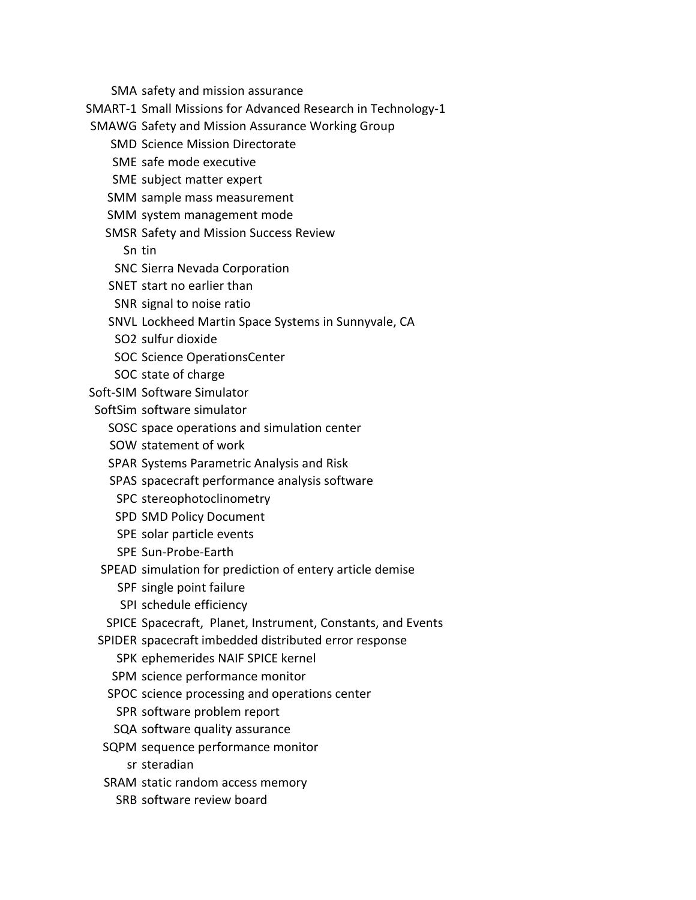| | |
|---|---|
| SMA | safety and mission assurance |
| SMART-1 | Small Missions for Advanced Research in Technology-1 |
| SMAWG | Safety and Mission Assurance Working Group |
| SMD | Science Mission Directorate |
| SME | safe mode executive |
| SME | subject matter expert |
| SMM | sample mass measurement |
| SMM | system management mode |
| SMSR | Safety and Mission Success Review |
| Sn | tin |
| SNC | Sierra Nevada Corporation |
| SNET | start no earlier than |
| SNR | signal to noise ratio |
| SNVL | Lockheed Martin Space Systems in Sunnyvale, CA |
| $SO_2$ | sulfur dioxide |
| SOC | Science OperationsCenter |
| SOC | state of charge |
| Soft-SIM | Software Simulator |
| SoftSim | software simulator |
| SOSC | space operations and simulation center |
| SOW | statement of work |
| SPAR | Systems Parametric Analysis and Risk |
| SPAS | spacecraft performance analysis software |
| SPC | stereophotoclinometry |
| SPD | SMD Policy Document |
| SPE | solar particle events |
| SPE | Sun-Probe-Earth |
| SPEAD | simulation for prediction of entery article demise |
| SPF | single point failure |
| SPI | schedule efficiency |
| SPICE | Spacecraft, Planet, Instrument, Constants, and Events |
| SPIDER | spacecraft imbedded distributed error response |
| SPK | ephemerides NAIF SPICE kernel |
| SPM | science performance monitor |
| SPOC | science processing and operations center |
| SPR | software problem report |
| SQA | software quality assurance |
| SQPM | sequence performance monitor |
| sr | steradian |
| SRAM | static random access memory |
| SRB | software review board |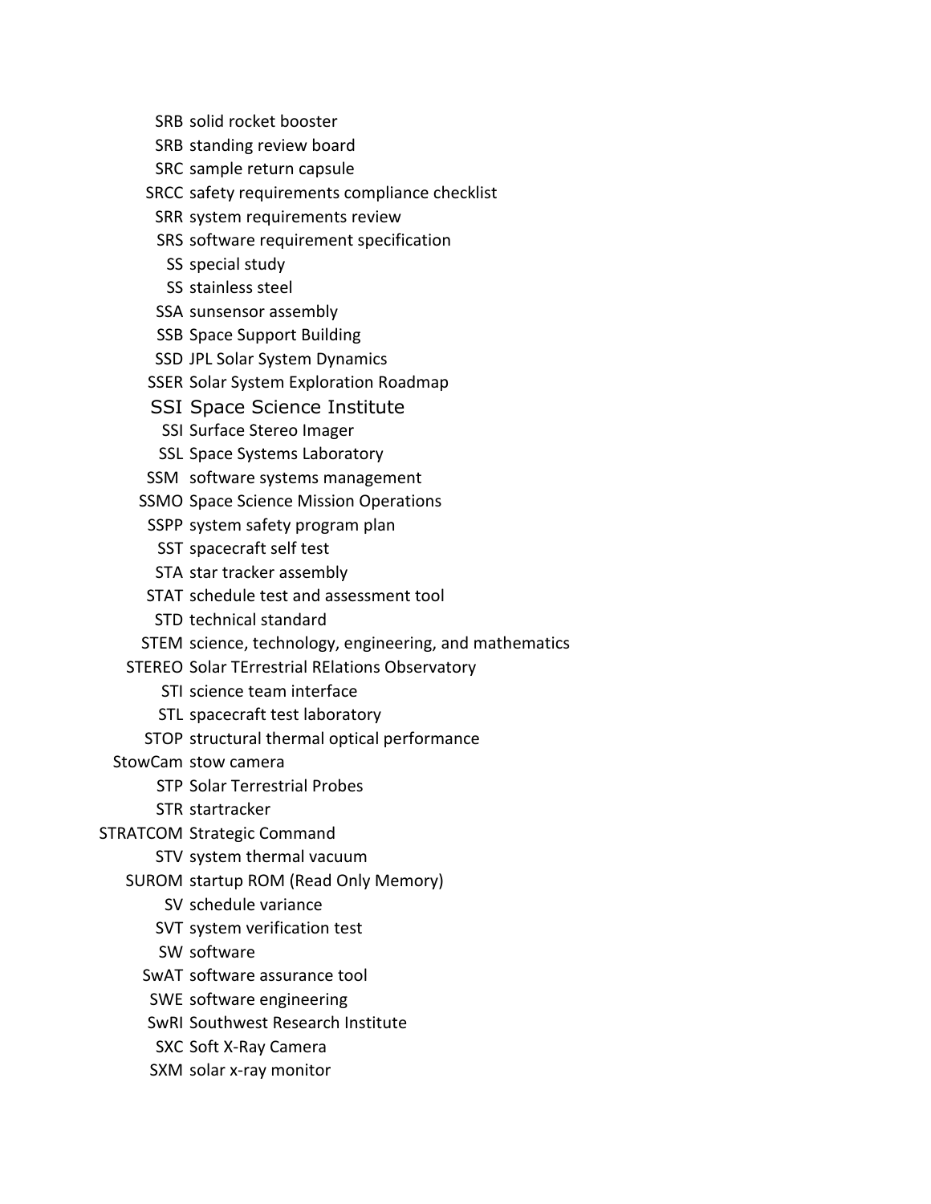| | |
|---|---|
| SRB | solid rocket booster |
| SRB | standing review board |
| SRC | sample return capsule |
| SRCC | safety requirements compliance checklist |
| SRR | system requirements review |
| SRS | software requirement specification |
| SS | special study |
| SS | stainless steel |
| SSA | sunsensor assembly |
| SSB | Space Support Building |
| SSD | JPL Solar System Dynamics |
| SSER | Solar System Exploration Roadmap |
| SSI | Space Science Institute |
| SSI | Surface Stereo Imager |
| SSL | Space Systems Laboratory |
| SSM | software systems management |
| SSMO | Space Science Mission Operations |
| SSPP | system safety program plan |
| SST | spacecraft self test |
| STA | star tracker assembly |
| STAT | schedule test and assessment tool |
| STD | technical standard |
| STEM | science, technology, engineering, and mathematics |
| STEREO | Solar TErrestrial RElations Observatory |
| STI | science team interface |
| STL | spacecraft test laboratory |
| STOP | structural thermal optical performance |
| StowCam | stow camera |
| STP | Solar Terrestrial Probes |
| STR | startracker |
| STRATCOM | Strategic Command |
| STV | system thermal vacuum |
| SUROM | startup ROM (Read Only Memory) |
| SV | schedule variance |
| SVT | system verification test |
| SW | software |
| SwAT | software assurance tool |
| SWE | software engineering |
| SwRI | Southwest Research Institute |
| SXC | Soft X-Ray Camera |
| SXM | solar x-ray monitor |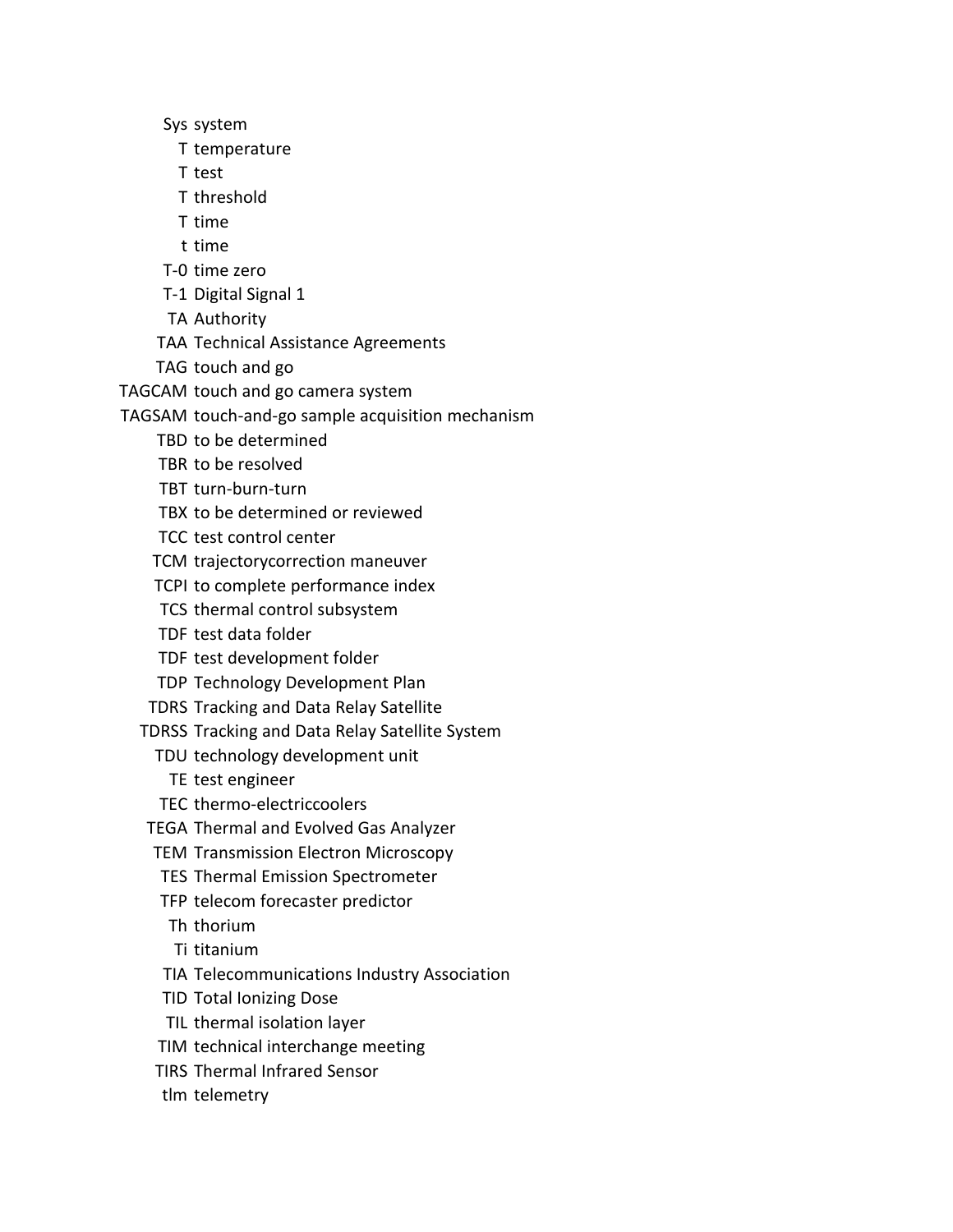| | |
|---|---|
| Sys | system |
| T | temperature |
| T | test |
| T | threshold |
| T | time |
| t | time |
| T-0 | time zero |
| T-1 | Digital Signal 1 |
| TA | Authority |
| TAA | Technical Assistance Agreements |
| TAG | touch and go |
| TAGCAM | touch and go camera system |
| TAGSAM | touch-and-go sample acquisition mechanism |
| TBD | to be determined |
| TBR | to be resolved |
| TBT | turn-burn-turn |
| TBX | to be determined or reviewed |
| TCC | test control center |
| TCM | trajectorycorrection maneuver |
| TCPI | to complete performance index |
| TCS | thermal control subsystem |
| TDF | test data folder |
| TDF | test development folder |
| TDP | Technology Development Plan |
| TDRS | Tracking and Data Relay Satellite |
| TDRSS | Tracking and Data Relay Satellite System |
| TDU | technology development unit |
| TE | test engineer |
| TEC | thermo-electriccoolers |
| TEGA | Thermal and Evolved Gas Analyzer |
| TEM | Transmission Electron Microscopy |
| TES | Thermal Emission Spectrometer |
| TFP | telecom forecaster predictor |
| Th | thorium |
| Ti | titanium |
| TIA | Telecommunications Industry Association |
| TID | Total Ionizing Dose |
| TIL | thermal isolation layer |
| TIM | technical interchange meeting |
| TIRS | Thermal Infrared Sensor |
| tlm | telemetry |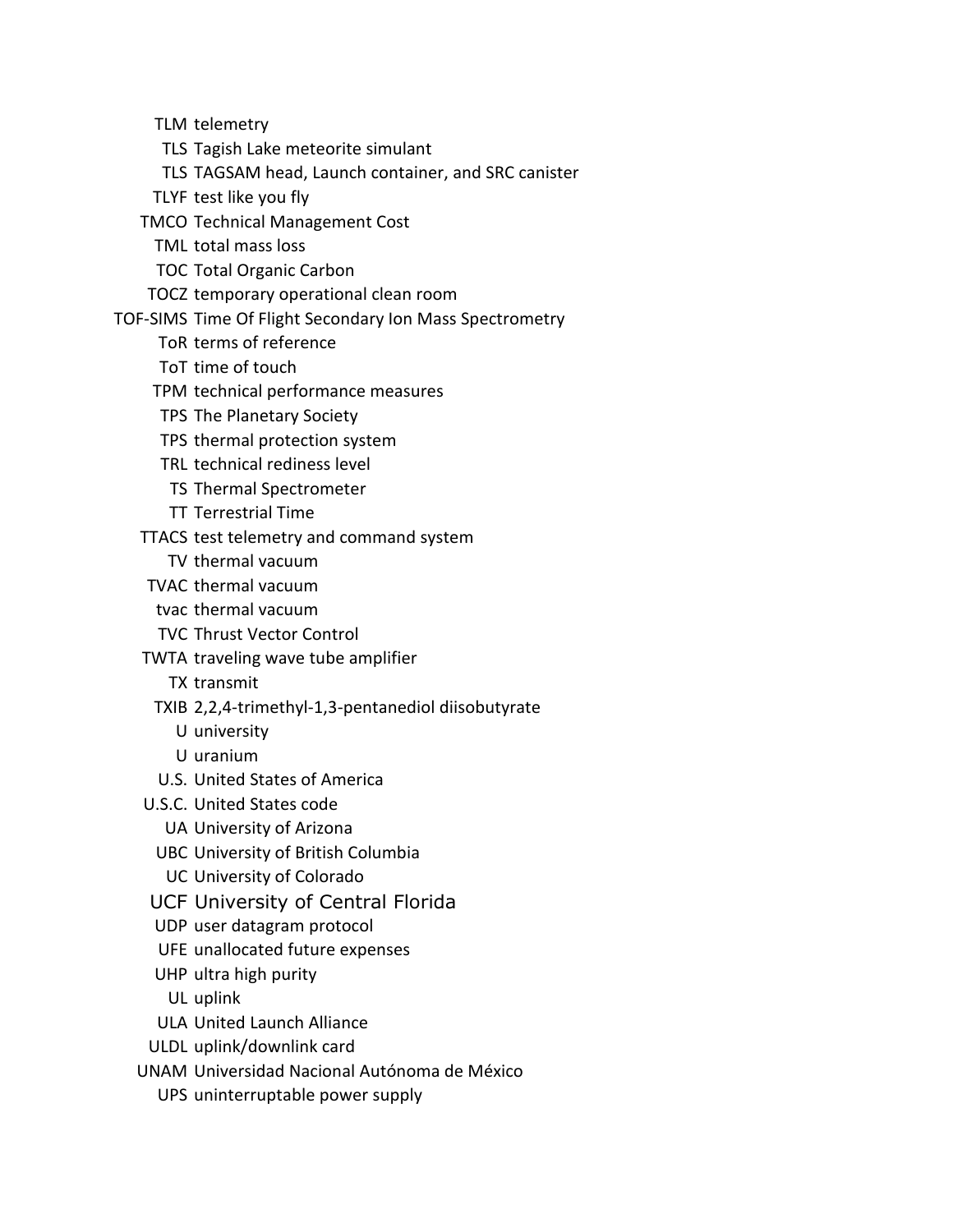| | |
|---|---|
| TLM | telemetry |
| TLS | Tagish Lake meteorite simulant |
| TLS | TAGSAM head, Launch container, and SRC canister |
| TLYF | test like you fly |
| TMCO | Technical Management Cost |
| TML | total mass loss |
| TOC | Total Organic Carbon |
| TOCZ | temporary operational clean room |
| TOF-SIMS | Time Of Flight Secondary Ion Mass Spectrometry |
| ToR | terms of reference |
| ToT | time of touch |
| TPM | technical performance measures |
| TPS | The Planetary Society |
| TPS | thermal protection system |
| TRL | technical rediness level |
| TS | Thermal Spectrometer |
| TT | Terrestrial Time |
| TTACS | test telemetry and command system |
| TV | thermal vacuum |
| TVAC | thermal vacuum |
| tvac | thermal vacuum |
| TVC | Thrust Vector Control |
| TWTA | traveling wave tube amplifier |
| TX | transmit |
| TXIB | 2,2,4-trimethyl-1,3-pentanediol diisobutyrate |
| U | university |
| U | uranium |
| U.S. | United States of America |
| U.S.C. | United States code |
| UA | University of Arizona |
| UBC | University of British Columbia |
| UC | University of Colorado |
| UCF | University of Central Florida |
| UDP | user datagram protocol |
| UFE | unallocated future expenses |
| UHP | ultra high purity |
| UL | uplink |
| ULA | United Launch Alliance |
| ULDL | uplink/downlink card |
| UNAM | Universidad Nacional Autónoma de México |
| UPS | uninterruptable power supply |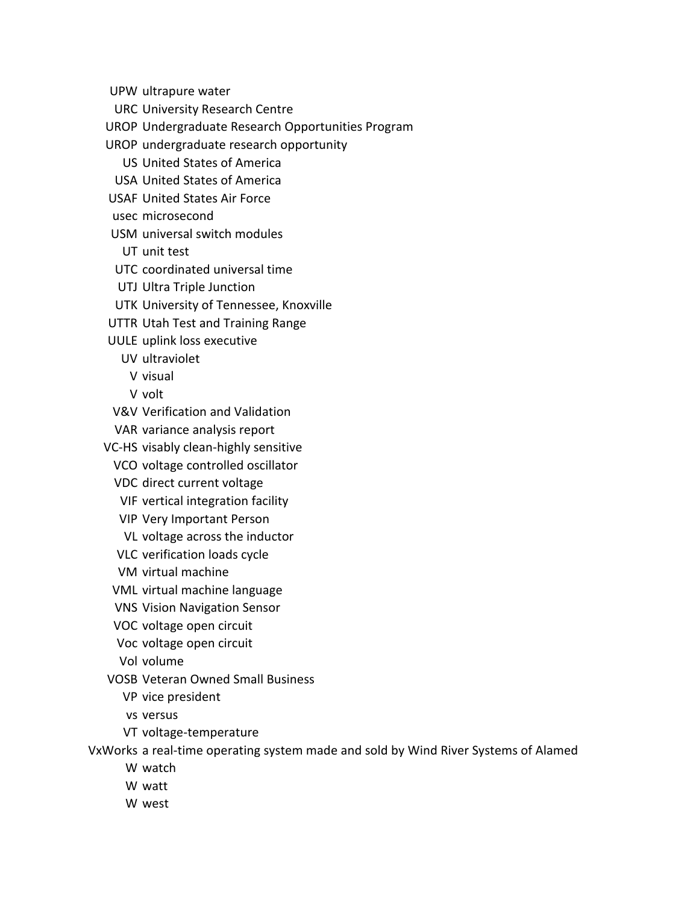| | |
|---|---|
| UPW | ultrapure water |
| URC | University Research Centre |
| UROP | Undergraduate Research Opportunities Program |
| UROP | undergraduate research opportunity |
| US | United States of America |
| USA | United States of America |
| USAF | United States Air Force |
| usec | microsecond |
| USM | universal switch modules |
| UT | unit test |
| UTC | coordinated universal time |
| UTJ | Ultra Triple Junction |
| UTK | University of Tennessee, Knoxville |
| UTTR | Utah Test and Training Range |
| UULE | uplink loss executive |
| UV | ultraviolet |
| V | visual |
| V | volt |
| V&V | Verification and Validation |
| VAR | variance analysis report |
| VC-HS | visably clean-highly sensitive |
| VCO | voltage controlled oscillator |
| VDC | direct current voltage |
| VIF | vertical integration facility |
| VIP | Very Important Person |
| VL | voltage across the inductor |
| VLC | verification loads cycle |
| VM | virtual machine |
| VML | virtual machine language |
| VNS | Vision Navigation Sensor |
| VOC | voltage open circuit |
| Voc | voltage open circuit |
| Vol | volume |
| VOSB | Veteran Owned Small Business |
| VP | vice president |
| vs | versus |
| VT | voltage-temperature |
| VxWorks | a real-time operating system made and sold by Wind River Systems of Alamed |
| W | watch |
| W | watt |
| W | west |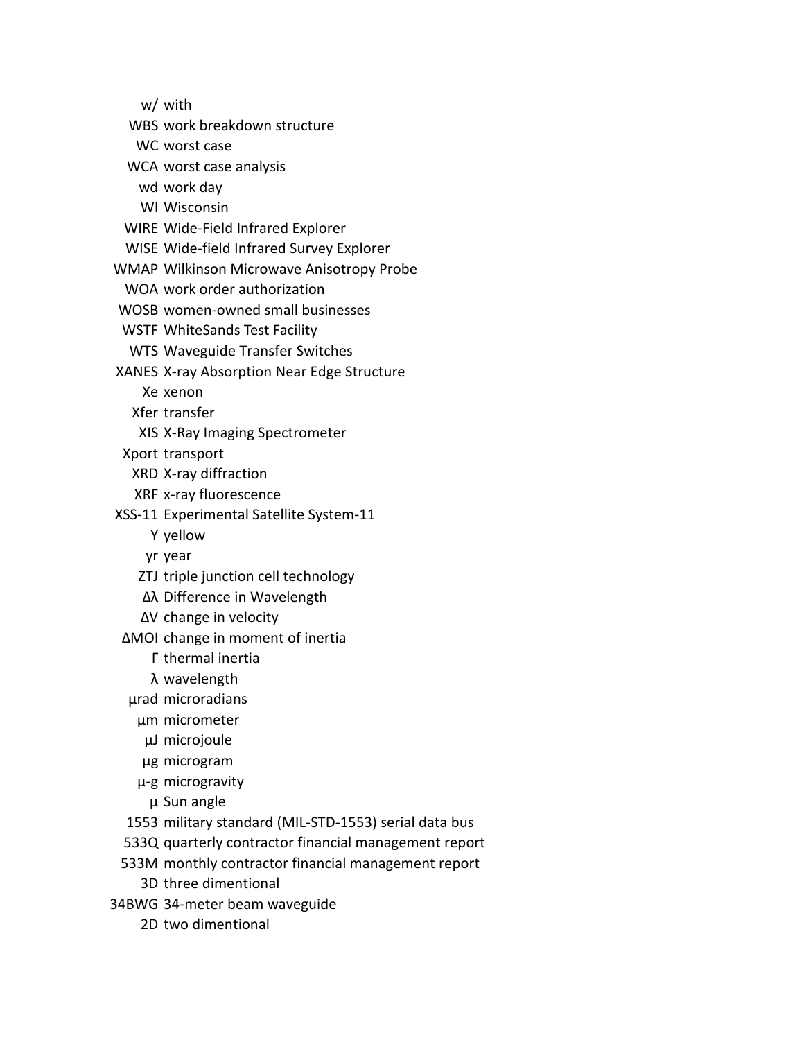| | |
|---|---|
| w/ | with |
| WBS | work breakdown structure |
| WC | worst case |
| WCA | worst case analysis |
| wd | work day |
| WI | Wisconsin |
| WIRE | Wide-Field Infrared Explorer |
| WISE | Wide-field Infrared Survey Explorer |
| WMAP | Wilkinson Microwave Anisotropy Probe |
| WOA | work order authorization |
| WOSB | women-owned small businesses |
| WSTF | WhiteSands Test Facility |
| WTS | Waveguide Transfer Switches |
| XANES | X-ray Absorption Near Edge Structure |
| Xe | xenon |
| Xfer | transfer |
| XIS | X-Ray Imaging Spectrometer |
| Xport | transport |
| XRD | X-ray diffraction |
| XRF | x-ray fluorescence |
| XSS-11 | Experimental Satellite System-11 |
| Y | yellow |
| yr | year |
| ZTJ | triple junction cell technology |
| $\Delta\lambda$ | Difference in Wavelength |
| $\Delta V$ | change in velocity |
| ΔMOI | change in moment of inertia |
| $\Gamma$ | thermal inertia |
| $\lambda$ | wavelength |
| μrad | microradians |
| μm | micrometer |
| μJ | microjoule |
| μg | microgram |
| μ-g | microgravity |
| μ | Sun angle |
| 1553 | military standard (MIL-STD-1553) serial data bus |
| 533Q | quarterly contractor financial management report |
| 533M | monthly contractor financial management report |
| 3D | three dimentional |
| 34BWG | 34-meter beam waveguide |
| 2D | two dimentional |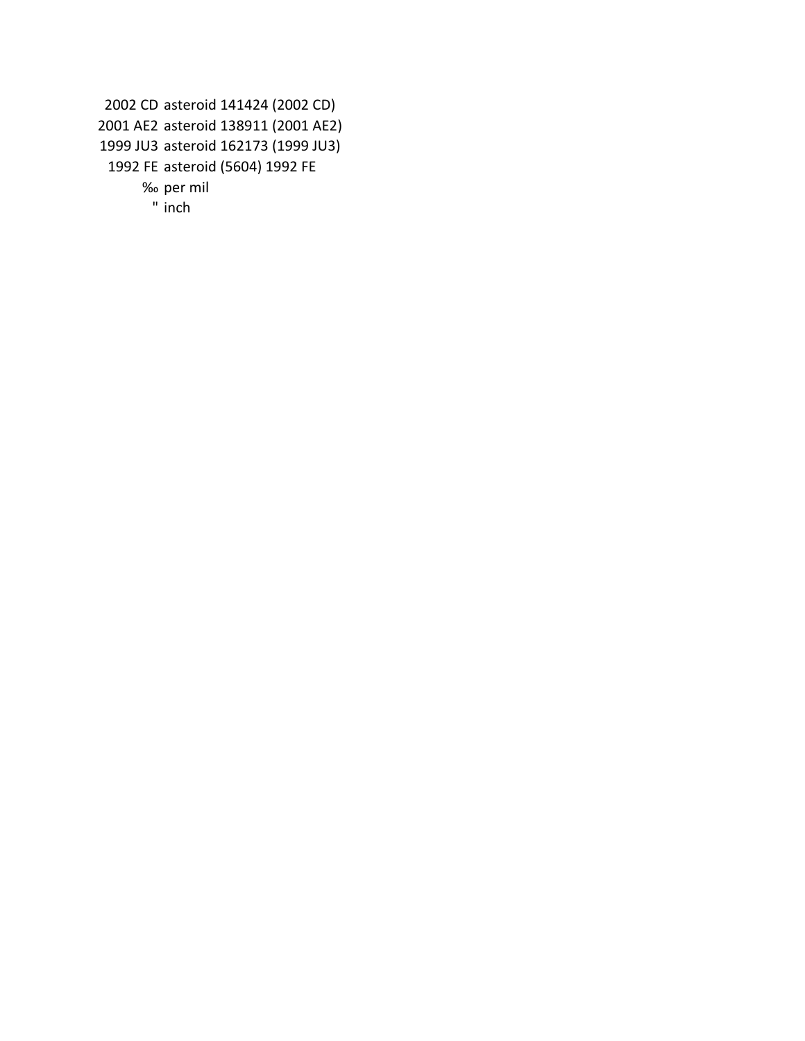| | |
|---|---|
| 2002 CD | asteroid 141424 (2002 CD) |
| 2001 AE2 | asteroid 138911 (2001 AE2) |
| 1999 JU3 | asteroid 162173 (1999 JU3) |
| 1992 FE | asteroid (5604) 1992 FE |
| ‰ | per mil |
| " | inch |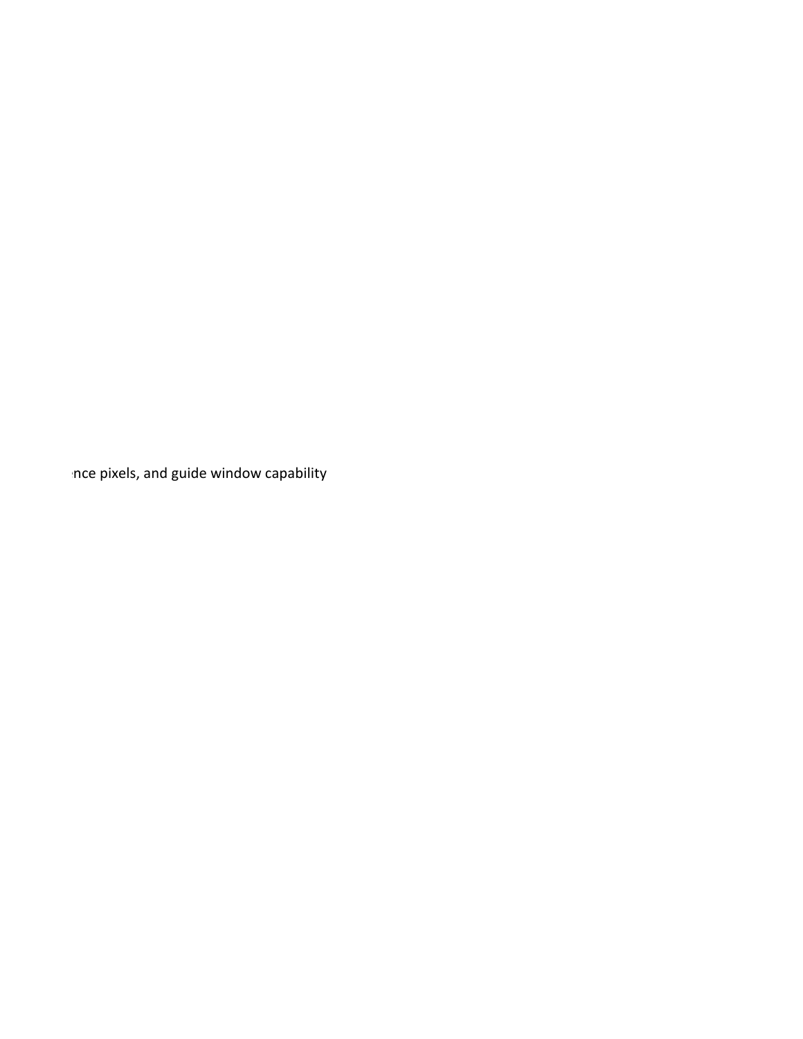ence pixels, and guide window capability